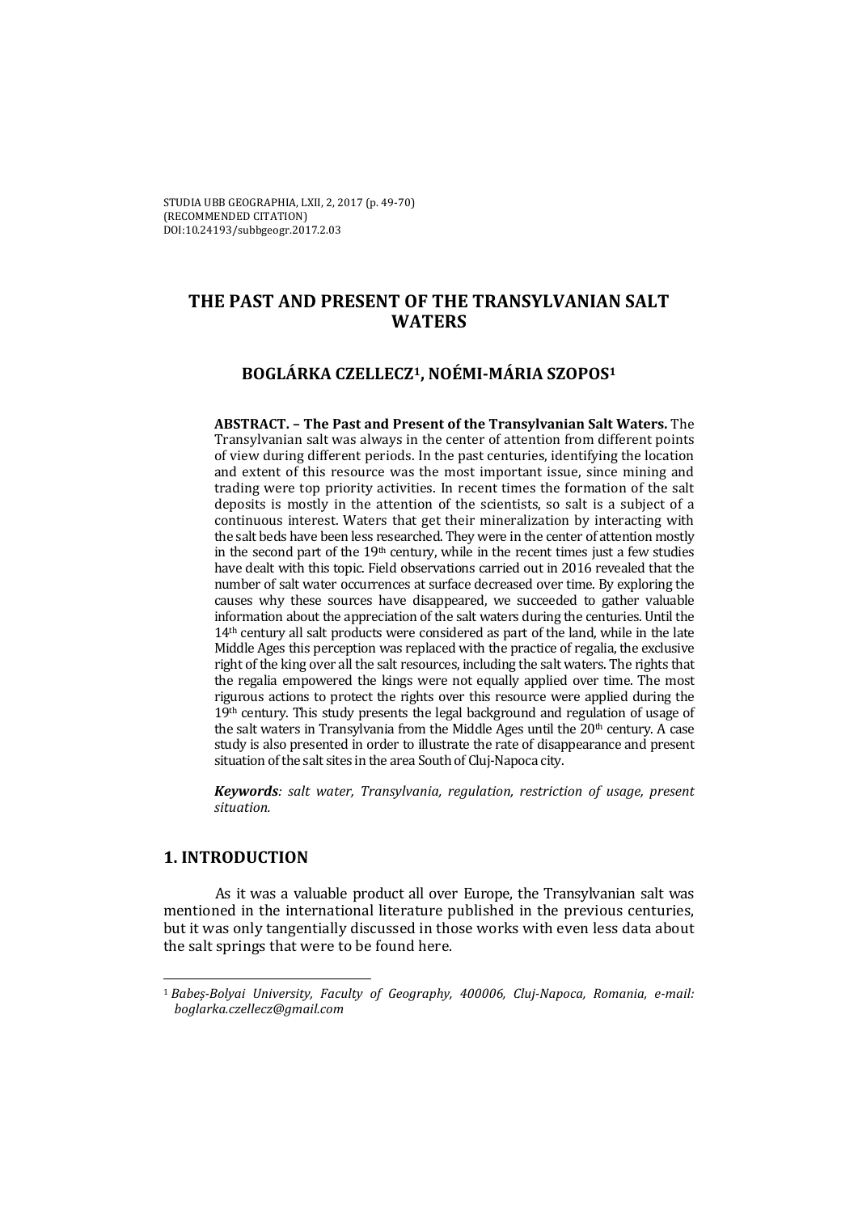STUDIA UBB GEOGRAPHIA, LXII, 2, 2017 (p. 49-70)
(RECOMMENDED CITATION)
DOI:10.24193/subbgeogr.2017.2.03

# THE PAST AND PRESENT OF THE TRANSYLVANIAN SALT WATERS

## BOGLÁRKA CZELLECZ[1], NOÉMI-MÁRIA SZOPOS[1]

**ABSTRACT. – The Past and Present of the Transylvanian Salt Waters.** The Transylvanian salt was always in the center of attention from different points of view during different periods. In the past centuries, identifying the location and extent of this resource was the most important issue, since mining and trading were top priority activities. In recent times the formation of the salt deposits is mostly in the attention of the scientists, so salt is a subject of a continuous interest. Waters that get their mineralization by interacting with the salt beds have been less researched. They were in the center of attention mostly in the second part of the 19th century, while in the recent times just a few studies have dealt with this topic. Field observations carried out in 2016 revealed that the number of salt water occurrences at surface decreased over time. By exploring the causes why these sources have disappeared, we succeeded to gather valuable information about the appreciation of the salt waters during the centuries. Until the 14th century all salt products were considered as part of the land, while in the late Middle Ages this perception was replaced with the practice of regalia, the exclusive right of the king over all the salt resources, including the salt waters. The rights that the regalia empowered the kings were not equally applied over time. The most rigurous actions to protect the rights over this resource were applied during the 19th century. This study presents the legal background and regulation of usage of the salt waters in Transylvania from the Middle Ages until the 20th century. A case study is also presented in order to illustrate the rate of disappearance and present situation of the salt sites in the area South of Cluj-Napoca city.

***Keywords****: salt water, Transylvania, regulation, restriction of usage, present situation.*

## 1. INTRODUCTION

As it was a valuable product all over Europe, the Transylvanian salt was mentioned in the international literature published in the previous centuries, but it was only tangentially discussed in those works with even less data about the salt springs that were to be found here.

---

[1] *Babeș-Bolyai University, Faculty of Geography, 400006, Cluj-Napoca, Romania, e-mail: boglarka.czellecz@gmail.com*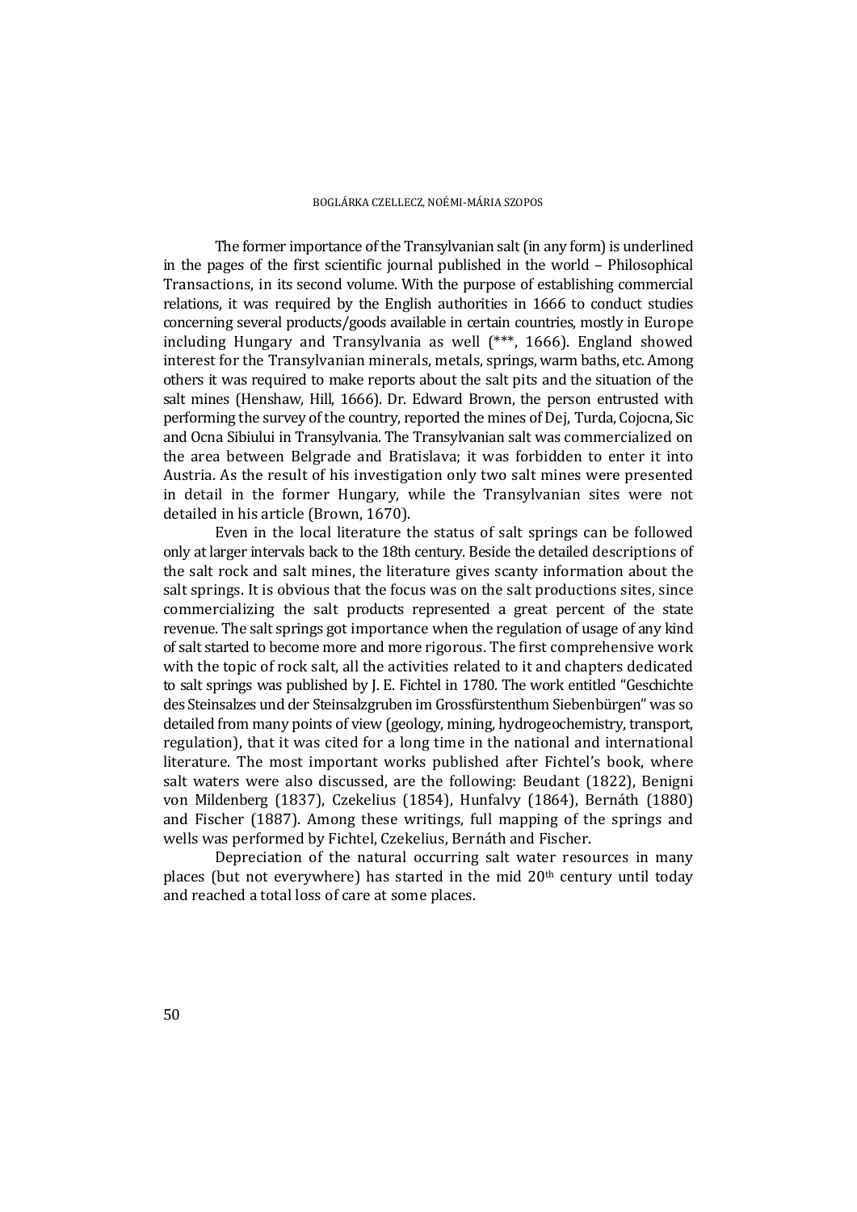The former importance of the Transylvanian salt (in any form) is underlined in the pages of the first scientific journal published in the world – Philosophical Transactions, in its second volume. With the purpose of establishing commercial relations, it was required by the English authorities in 1666 to conduct studies concerning several products/goods available in certain countries, mostly in Europe including Hungary and Transylvania as well (***, 1666). England showed interest for the Transylvanian minerals, metals, springs, warm baths, etc. Among others it was required to make reports about the salt pits and the situation of the salt mines (Henshaw, Hill, 1666). Dr. Edward Brown, the person entrusted with performing the survey of the country, reported the mines of Dej, Turda, Cojocna, Sic and Ocna Sibiului in Transylvania. The Transylvanian salt was commercialized on the area between Belgrade and Bratislava; it was forbidden to enter it into Austria. As the result of his investigation only two salt mines were presented in detail in the former Hungary, while the Transylvanian sites were not detailed in his article (Brown, 1670).

Even in the local literature the status of salt springs can be followed only at larger intervals back to the 18th century. Beside the detailed descriptions of the salt rock and salt mines, the literature gives scanty information about the salt springs. It is obvious that the focus was on the salt productions sites, since commercializing the salt products represented a great percent of the state revenue. The salt springs got importance when the regulation of usage of any kind of salt started to become more and more rigorous. The first comprehensive work with the topic of rock salt, all the activities related to it and chapters dedicated to salt springs was published by J. E. Fichtel in 1780. The work entitled "Geschichte des Steinsalzes und der Steinsalzgruben im Grossfürstenthum Siebenbürgen" was so detailed from many points of view (geology, mining, hydrogeochemistry, transport, regulation), that it was cited for a long time in the national and international literature. The most important works published after Fichtel's book, where salt waters were also discussed, are the following: Beudant (1822), Benigni von Mildenberg (1837), Czekelius (1854), Hunfalvy (1864), Bernáth (1880) and Fischer (1887). Among these writings, full mapping of the springs and wells was performed by Fichtel, Czekelius, Bernáth and Fischer.

Depreciation of the natural occurring salt water resources in many places (but not everywhere) has started in the mid 20th century until today and reached a total loss of care at some places.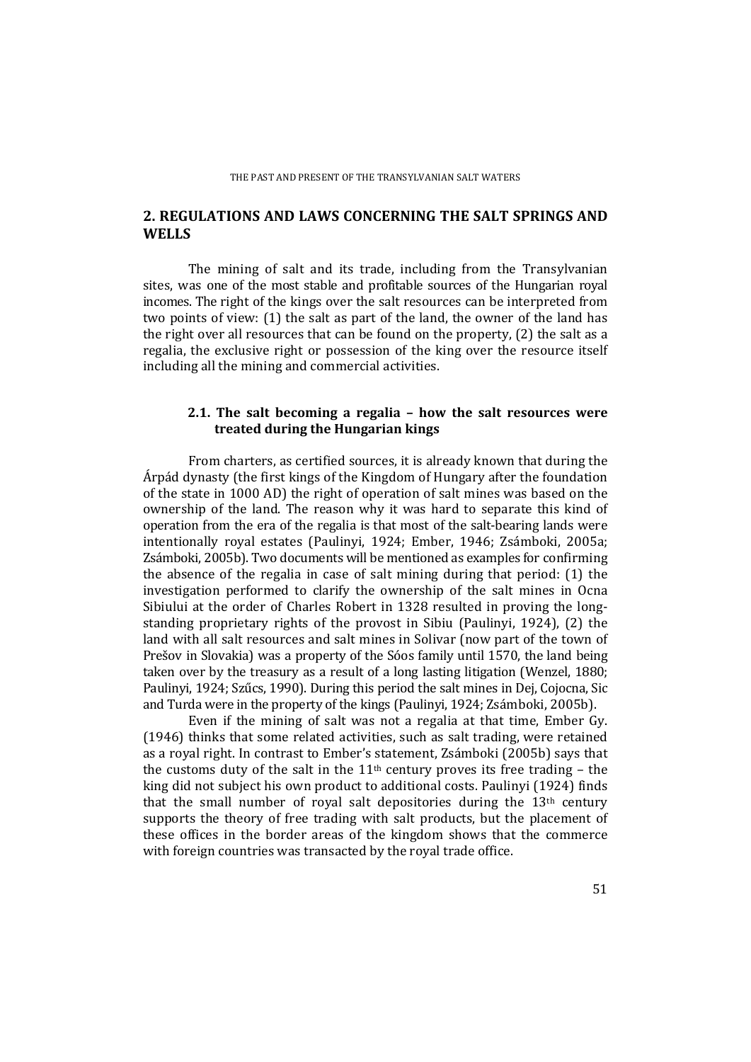## 2. REGULATIONS AND LAWS CONCERNING THE SALT SPRINGS AND WELLS

The mining of salt and its trade, including from the Transylvanian sites, was one of the most stable and profitable sources of the Hungarian royal incomes. The right of the kings over the salt resources can be interpreted from two points of view: (1) the salt as part of the land, the owner of the land has the right over all resources that can be found on the property, (2) the salt as a regalia, the exclusive right or possession of the king over the resource itself including all the mining and commercial activities.

### 2.1. The salt becoming a regalia – how the salt resources were treated during the Hungarian kings

From charters, as certified sources, it is already known that during the Árpád dynasty (the first kings of the Kingdom of Hungary after the foundation of the state in 1000 AD) the right of operation of salt mines was based on the ownership of the land. The reason why it was hard to separate this kind of operation from the era of the regalia is that most of the salt-bearing lands were intentionally royal estates (Paulinyi, 1924; Ember, 1946; Zsámboki, 2005a; Zsámboki, 2005b). Two documents will be mentioned as examples for confirming the absence of the regalia in case of salt mining during that period: (1) the investigation performed to clarify the ownership of the salt mines in Ocna Sibiului at the order of Charles Robert in 1328 resulted in proving the long-standing proprietary rights of the provost in Sibiu (Paulinyi, 1924), (2) the land with all salt resources and salt mines in Solivar (now part of the town of Prešov in Slovakia) was a property of the Sóos family until 1570, the land being taken over by the treasury as a result of a long lasting litigation (Wenzel, 1880; Paulinyi, 1924; Szűcs, 1990). During this period the salt mines in Dej, Cojocna, Sic and Turda were in the property of the kings (Paulinyi, 1924; Zsámboki, 2005b).

Even if the mining of salt was not a regalia at that time, Ember Gy. (1946) thinks that some related activities, such as salt trading, were retained as a royal right. In contrast to Ember's statement, Zsámboki (2005b) says that the customs duty of the salt in the 11th century proves its free trading – the king did not subject his own product to additional costs. Paulinyi (1924) finds that the small number of royal salt depositories during the 13th century supports the theory of free trading with salt products, but the placement of these offices in the border areas of the kingdom shows that the commerce with foreign countries was transacted by the royal trade office.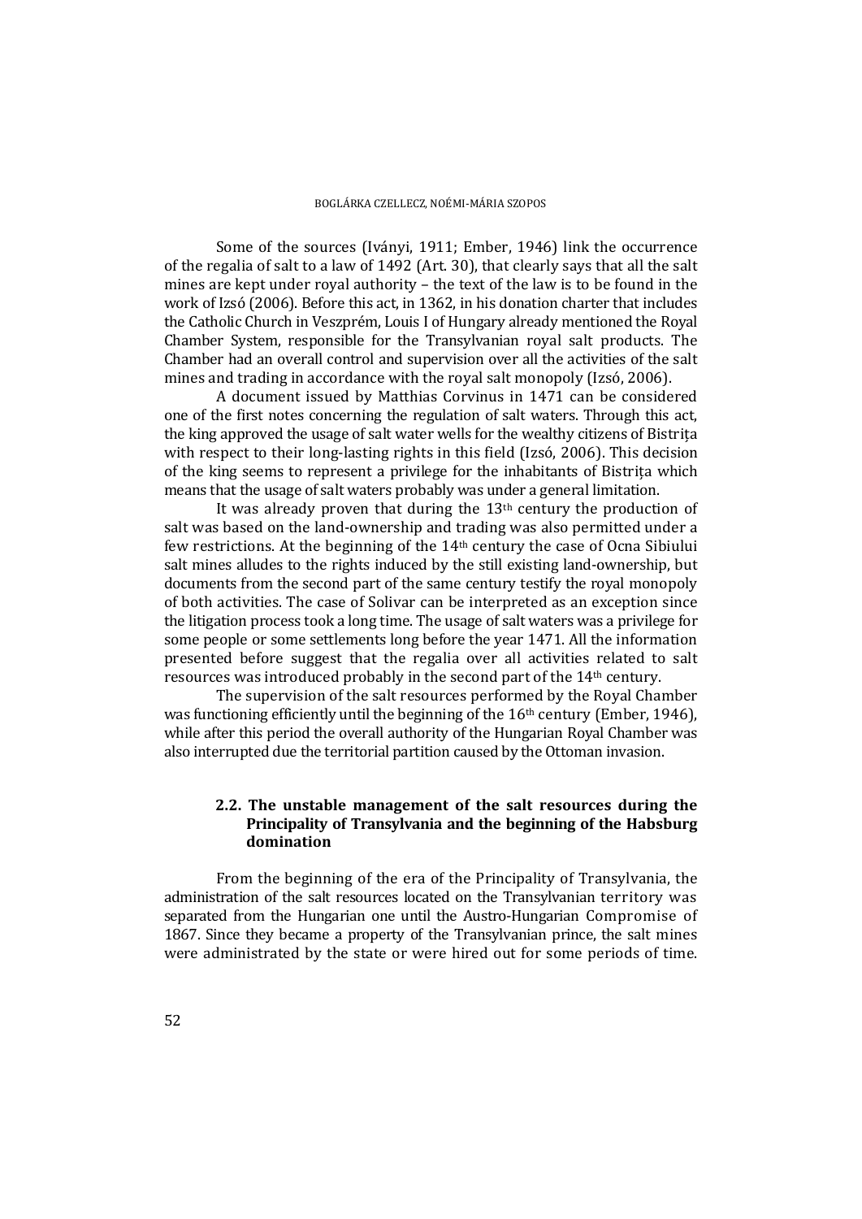Some of the sources (Iványi, 1911; Ember, 1946) link the occurrence of the regalia of salt to a law of 1492 (Art. 30), that clearly says that all the salt mines are kept under royal authority – the text of the law is to be found in the work of Izsó (2006). Before this act, in 1362, in his donation charter that includes the Catholic Church in Veszprém, Louis I of Hungary already mentioned the Royal Chamber System, responsible for the Transylvanian royal salt products. The Chamber had an overall control and supervision over all the activities of the salt mines and trading in accordance with the royal salt monopoly (Izsó, 2006).

A document issued by Matthias Corvinus in 1471 can be considered one of the first notes concerning the regulation of salt waters. Through this act, the king approved the usage of salt water wells for the wealthy citizens of Bistrița with respect to their long-lasting rights in this field (Izsó, 2006). This decision of the king seems to represent a privilege for the inhabitants of Bistrița which means that the usage of salt waters probably was under a general limitation.

It was already proven that during the 13th century the production of salt was based on the land-ownership and trading was also permitted under a few restrictions. At the beginning of the 14th century the case of Ocna Sibiului salt mines alludes to the rights induced by the still existing land-ownership, but documents from the second part of the same century testify the royal monopoly of both activities. The case of Solivar can be interpreted as an exception since the litigation process took a long time. The usage of salt waters was a privilege for some people or some settlements long before the year 1471. All the information presented before suggest that the regalia over all activities related to salt resources was introduced probably in the second part of the 14th century.

The supervision of the salt resources performed by the Royal Chamber was functioning efficiently until the beginning of the 16th century (Ember, 1946), while after this period the overall authority of the Hungarian Royal Chamber was also interrupted due the territorial partition caused by the Ottoman invasion.

### 2.2. The unstable management of the salt resources during the Principality of Transylvania and the beginning of the Habsburg domination

From the beginning of the era of the Principality of Transylvania, the administration of the salt resources located on the Transylvanian territory was separated from the Hungarian one until the Austro-Hungarian Compromise of 1867. Since they became a property of the Transylvanian prince, the salt mines were administrated by the state or were hired out for some periods of time.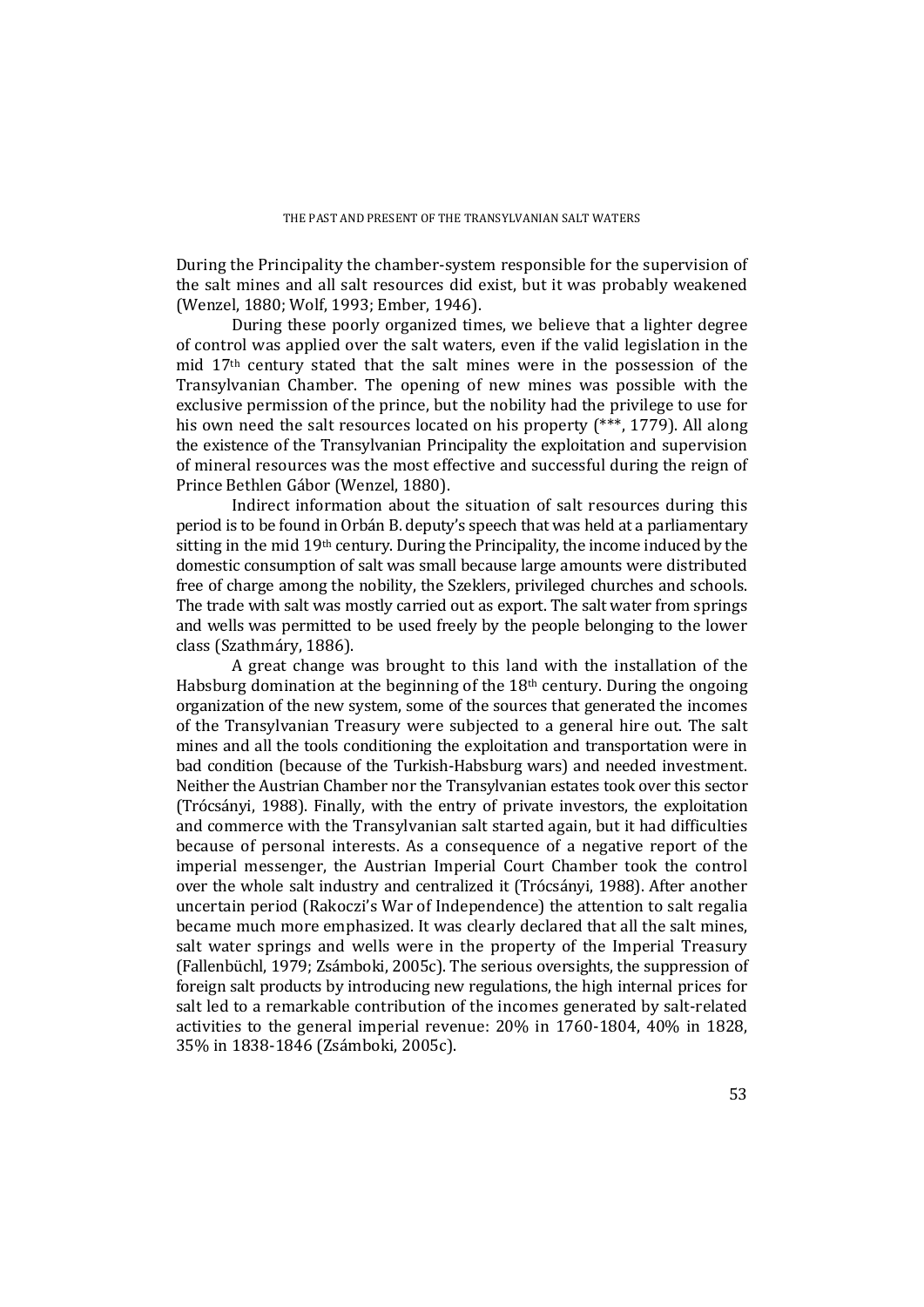During the Principality the chamber-system responsible for the supervision of the salt mines and all salt resources did exist, but it was probably weakened (Wenzel, 1880; Wolf, 1993; Ember, 1946).

During these poorly organized times, we believe that a lighter degree of control was applied over the salt waters, even if the valid legislation in the mid 17th century stated that the salt mines were in the possession of the Transylvanian Chamber. The opening of new mines was possible with the exclusive permission of the prince, but the nobility had the privilege to use for his own need the salt resources located on his property (***, 1779). All along the existence of the Transylvanian Principality the exploitation and supervision of mineral resources was the most effective and successful during the reign of Prince Bethlen Gábor (Wenzel, 1880).

Indirect information about the situation of salt resources during this period is to be found in Orbán B. deputy's speech that was held at a parliamentary sitting in the mid 19th century. During the Principality, the income induced by the domestic consumption of salt was small because large amounts were distributed free of charge among the nobility, the Szeklers, privileged churches and schools. The trade with salt was mostly carried out as export. The salt water from springs and wells was permitted to be used freely by the people belonging to the lower class (Szathmáry, 1886).

A great change was brought to this land with the installation of the Habsburg domination at the beginning of the 18th century. During the ongoing organization of the new system, some of the sources that generated the incomes of the Transylvanian Treasury were subjected to a general hire out. The salt mines and all the tools conditioning the exploitation and transportation were in bad condition (because of the Turkish-Habsburg wars) and needed investment. Neither the Austrian Chamber nor the Transylvanian estates took over this sector (Trócsányi, 1988). Finally, with the entry of private investors, the exploitation and commerce with the Transylvanian salt started again, but it had difficulties because of personal interests. As a consequence of a negative report of the imperial messenger, the Austrian Imperial Court Chamber took the control over the whole salt industry and centralized it (Trócsányi, 1988). After another uncertain period (Rakoczi's War of Independence) the attention to salt regalia became much more emphasized. It was clearly declared that all the salt mines, salt water springs and wells were in the property of the Imperial Treasury (Fallenbüchl, 1979; Zsámboki, 2005c). The serious oversights, the suppression of foreign salt products by introducing new regulations, the high internal prices for salt led to a remarkable contribution of the incomes generated by salt-related activities to the general imperial revenue: 20% in 1760-1804, 40% in 1828, 35% in 1838-1846 (Zsámboki, 2005c).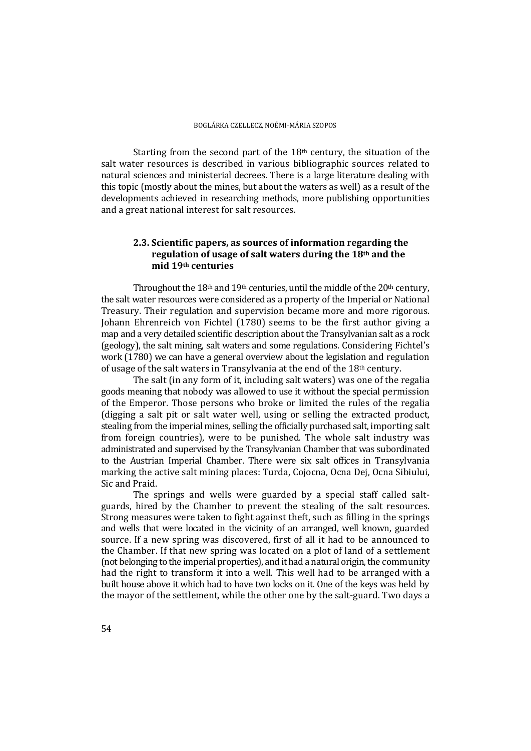Starting from the second part of the 18th century, the situation of the salt water resources is described in various bibliographic sources related to natural sciences and ministerial decrees. There is a large literature dealing with this topic (mostly about the mines, but about the waters as well) as a result of the developments achieved in researching methods, more publishing opportunities and a great national interest for salt resources.

### 2.3. Scientific papers, as sources of information regarding the regulation of usage of salt waters during the 18th and the mid 19th centuries

Throughout the 18th and 19th centuries, until the middle of the 20th century, the salt water resources were considered as a property of the Imperial or National Treasury. Their regulation and supervision became more and more rigorous. Johann Ehrenreich von Fichtel (1780) seems to be the first author giving a map and a very detailed scientific description about the Transylvanian salt as a rock (geology), the salt mining, salt waters and some regulations. Considering Fichtel's work (1780) we can have a general overview about the legislation and regulation of usage of the salt waters in Transylvania at the end of the 18th century.

The salt (in any form of it, including salt waters) was one of the regalia goods meaning that nobody was allowed to use it without the special permission of the Emperor. Those persons who broke or limited the rules of the regalia (digging a salt pit or salt water well, using or selling the extracted product, stealing from the imperial mines, selling the officially purchased salt, importing salt from foreign countries), were to be punished. The whole salt industry was administrated and supervised by the Transylvanian Chamber that was subordinated to the Austrian Imperial Chamber. There were six salt offices in Transylvania marking the active salt mining places: Turda, Cojocna, Ocna Dej, Ocna Sibiului, Sic and Praid.

The springs and wells were guarded by a special staff called salt-guards, hired by the Chamber to prevent the stealing of the salt resources. Strong measures were taken to fight against theft, such as filling in the springs and wells that were located in the vicinity of an arranged, well known, guarded source. If a new spring was discovered, first of all it had to be announced to the Chamber. If that new spring was located on a plot of land of a settlement (not belonging to the imperial properties), and it had a natural origin, the community had the right to transform it into a well. This well had to be arranged with a built house above it which had to have two locks on it. One of the keys was held by the mayor of the settlement, while the other one by the salt-guard. Two days a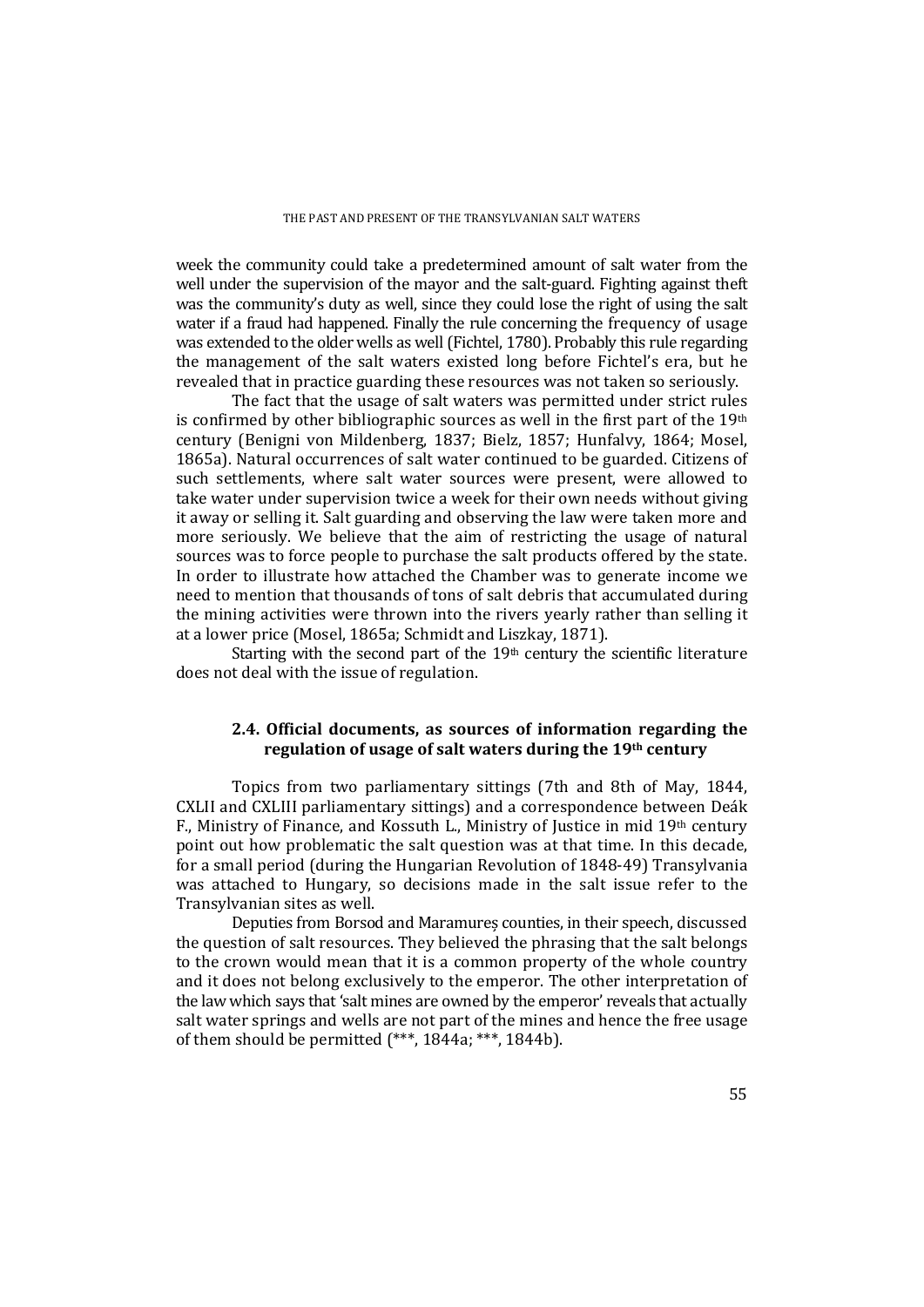week the community could take a predetermined amount of salt water from the well under the supervision of the mayor and the salt-guard. Fighting against theft was the community's duty as well, since they could lose the right of using the salt water if a fraud had happened. Finally the rule concerning the frequency of usage was extended to the older wells as well (Fichtel, 1780). Probably this rule regarding the management of the salt waters existed long before Fichtel's era, but he revealed that in practice guarding these resources was not taken so seriously.

The fact that the usage of salt waters was permitted under strict rules is confirmed by other bibliographic sources as well in the first part of the 19th century (Benigni von Mildenberg, 1837; Bielz, 1857; Hunfalvy, 1864; Mosel, 1865a). Natural occurrences of salt water continued to be guarded. Citizens of such settlements, where salt water sources were present, were allowed to take water under supervision twice a week for their own needs without giving it away or selling it. Salt guarding and observing the law were taken more and more seriously. We believe that the aim of restricting the usage of natural sources was to force people to purchase the salt products offered by the state. In order to illustrate how attached the Chamber was to generate income we need to mention that thousands of tons of salt debris that accumulated during the mining activities were thrown into the rivers yearly rather than selling it at a lower price (Mosel, 1865a; Schmidt and Liszkay, 1871).

Starting with the second part of the 19th century the scientific literature does not deal with the issue of regulation.

### 2.4. Official documents, as sources of information regarding the regulation of usage of salt waters during the 19th century

Topics from two parliamentary sittings (7th and 8th of May, 1844, CXLII and CXLIII parliamentary sittings) and a correspondence between Deák F., Ministry of Finance, and Kossuth L., Ministry of Justice in mid 19th century point out how problematic the salt question was at that time. In this decade, for a small period (during the Hungarian Revolution of 1848-49) Transylvania was attached to Hungary, so decisions made in the salt issue refer to the Transylvanian sites as well.

Deputies from Borsod and Maramureș counties, in their speech, discussed the question of salt resources. They believed the phrasing that the salt belongs to the crown would mean that it is a common property of the whole country and it does not belong exclusively to the emperor. The other interpretation of the law which says that 'salt mines are owned by the emperor' reveals that actually salt water springs and wells are not part of the mines and hence the free usage of them should be permitted (***, 1844a; ***, 1844b).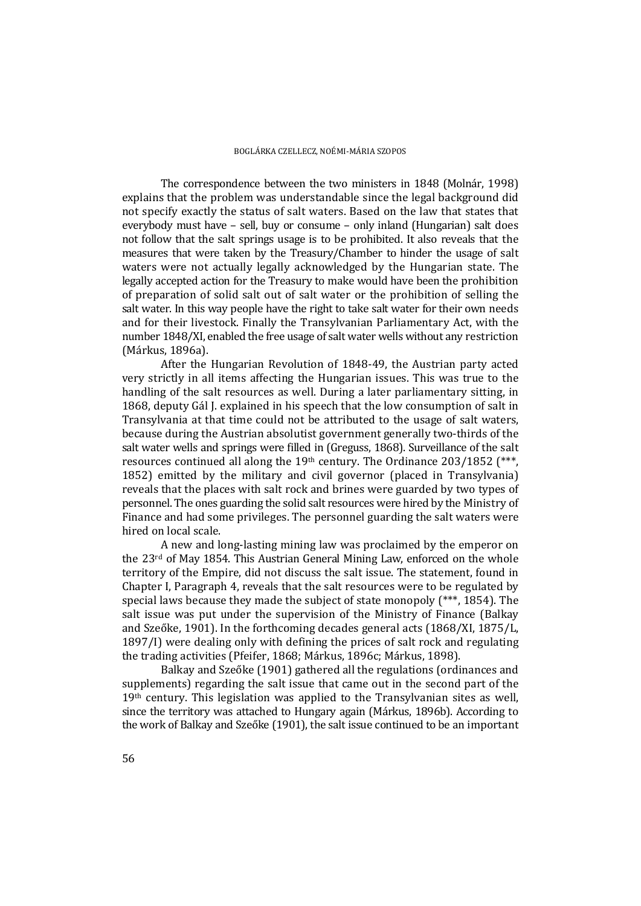The correspondence between the two ministers in 1848 (Molnár, 1998) explains that the problem was understandable since the legal background did not specify exactly the status of salt waters. Based on the law that states that everybody must have – sell, buy or consume – only inland (Hungarian) salt does not follow that the salt springs usage is to be prohibited. It also reveals that the measures that were taken by the Treasury/Chamber to hinder the usage of salt waters were not actually legally acknowledged by the Hungarian state. The legally accepted action for the Treasury to make would have been the prohibition of preparation of solid salt out of salt water or the prohibition of selling the salt water. In this way people have the right to take salt water for their own needs and for their livestock. Finally the Transylvanian Parliamentary Act, with the number 1848/XI, enabled the free usage of salt water wells without any restriction (Márkus, 1896a).

After the Hungarian Revolution of 1848-49, the Austrian party acted very strictly in all items affecting the Hungarian issues. This was true to the handling of the salt resources as well. During a later parliamentary sitting, in 1868, deputy Gál J. explained in his speech that the low consumption of salt in Transylvania at that time could not be attributed to the usage of salt waters, because during the Austrian absolutist government generally two-thirds of the salt water wells and springs were filled in (Greguss, 1868). Surveillance of the salt resources continued all along the 19th century. The Ordinance 203/1852 (***, 1852) emitted by the military and civil governor (placed in Transylvania) reveals that the places with salt rock and brines were guarded by two types of personnel. The ones guarding the solid salt resources were hired by the Ministry of Finance and had some privileges. The personnel guarding the salt waters were hired on local scale.

A new and long-lasting mining law was proclaimed by the emperor on the 23rd of May 1854. This Austrian General Mining Law, enforced on the whole territory of the Empire, did not discuss the salt issue. The statement, found in Chapter I, Paragraph 4, reveals that the salt resources were to be regulated by special laws because they made the subject of state monopoly (***, 1854). The salt issue was put under the supervision of the Ministry of Finance (Balkay and Szeőke, 1901). In the forthcoming decades general acts (1868/XI, 1875/L, 1897/I) were dealing only with defining the prices of salt rock and regulating the trading activities (Pfeifer, 1868; Márkus, 1896c; Márkus, 1898).

Balkay and Szeőke (1901) gathered all the regulations (ordinances and supplements) regarding the salt issue that came out in the second part of the 19th century. This legislation was applied to the Transylvanian sites as well, since the territory was attached to Hungary again (Márkus, 1896b). According to the work of Balkay and Szeőke (1901), the salt issue continued to be an important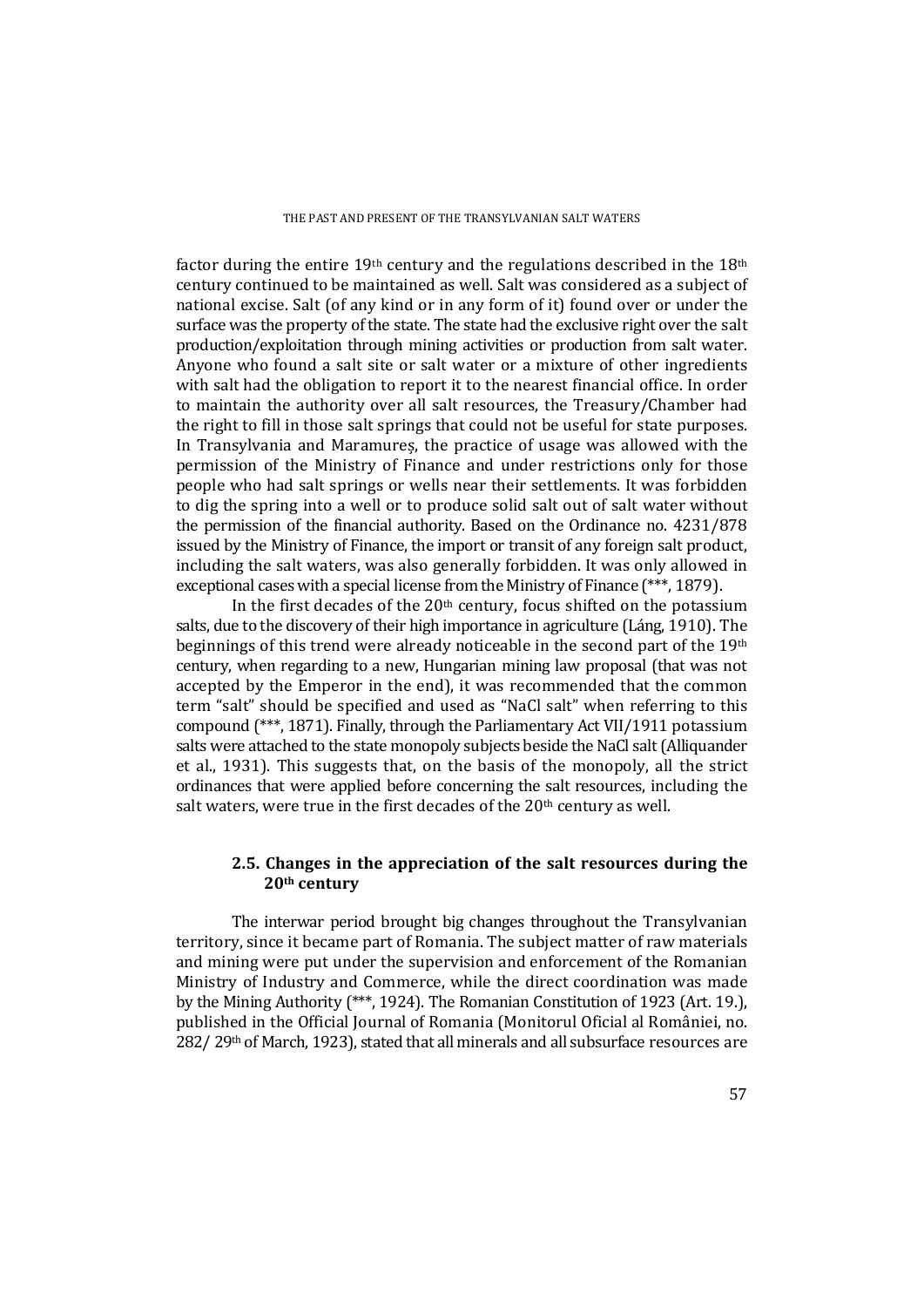factor during the entire 19th century and the regulations described in the 18th century continued to be maintained as well. Salt was considered as a subject of national excise. Salt (of any kind or in any form of it) found over or under the surface was the property of the state. The state had the exclusive right over the salt production/exploitation through mining activities or production from salt water. Anyone who found a salt site or salt water or a mixture of other ingredients with salt had the obligation to report it to the nearest financial office. In order to maintain the authority over all salt resources, the Treasury/Chamber had the right to fill in those salt springs that could not be useful for state purposes. In Transylvania and Maramureș, the practice of usage was allowed with the permission of the Ministry of Finance and under restrictions only for those people who had salt springs or wells near their settlements. It was forbidden to dig the spring into a well or to produce solid salt out of salt water without the permission of the financial authority. Based on the Ordinance no. 4231/878 issued by the Ministry of Finance, the import or transit of any foreign salt product, including the salt waters, was also generally forbidden. It was only allowed in exceptional cases with a special license from the Ministry of Finance (***, 1879).

In the first decades of the 20th century, focus shifted on the potassium salts, due to the discovery of their high importance in agriculture (Láng, 1910). The beginnings of this trend were already noticeable in the second part of the 19th century, when regarding to a new, Hungarian mining law proposal (that was not accepted by the Emperor in the end), it was recommended that the common term "salt" should be specified and used as "NaCl salt" when referring to this compound (***, 1871). Finally, through the Parliamentary Act VII/1911 potassium salts were attached to the state monopoly subjects beside the NaCl salt (Alliquander et al., 1931). This suggests that, on the basis of the monopoly, all the strict ordinances that were applied before concerning the salt resources, including the salt waters, were true in the first decades of the 20th century as well.

### 2.5. Changes in the appreciation of the salt resources during the 20th century

The interwar period brought big changes throughout the Transylvanian territory, since it became part of Romania. The subject matter of raw materials and mining were put under the supervision and enforcement of the Romanian Ministry of Industry and Commerce, while the direct coordination was made by the Mining Authority (***, 1924). The Romanian Constitution of 1923 (Art. 19.), published in the Official Journal of Romania (Monitorul Oficial al României, no. 282/ 29th of March, 1923), stated that all minerals and all subsurface resources are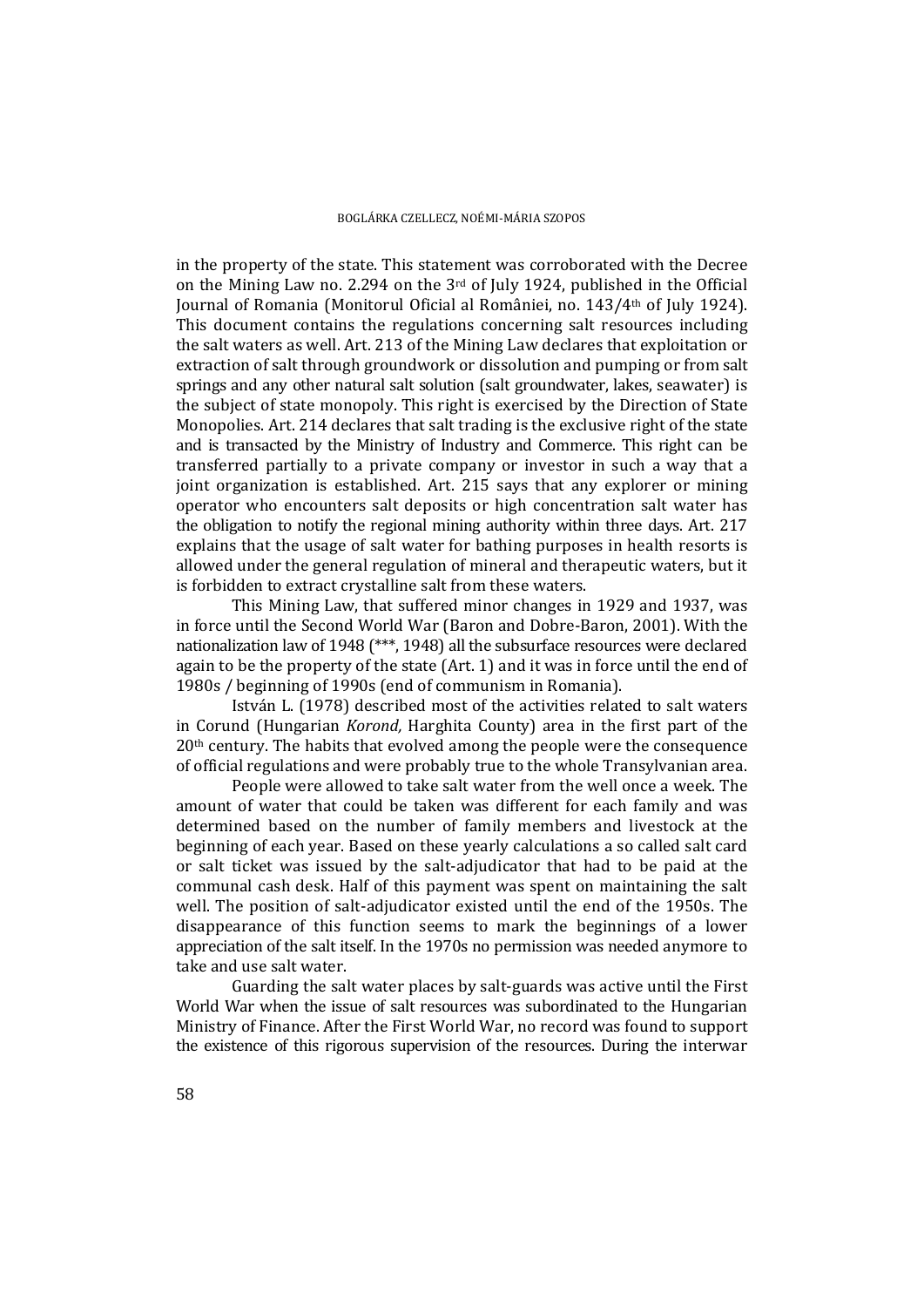in the property of the state. This statement was corroborated with the Decree on the Mining Law no. 2.294 on the 3rd of July 1924, published in the Official Journal of Romania (Monitorul Oficial al României, no. 143/4th of July 1924). This document contains the regulations concerning salt resources including the salt waters as well. Art. 213 of the Mining Law declares that exploitation or extraction of salt through groundwork or dissolution and pumping or from salt springs and any other natural salt solution (salt groundwater, lakes, seawater) is the subject of state monopoly. This right is exercised by the Direction of State Monopolies. Art. 214 declares that salt trading is the exclusive right of the state and is transacted by the Ministry of Industry and Commerce. This right can be transferred partially to a private company or investor in such a way that a joint organization is established. Art. 215 says that any explorer or mining operator who encounters salt deposits or high concentration salt water has the obligation to notify the regional mining authority within three days. Art. 217 explains that the usage of salt water for bathing purposes in health resorts is allowed under the general regulation of mineral and therapeutic waters, but it is forbidden to extract crystalline salt from these waters.

This Mining Law, that suffered minor changes in 1929 and 1937, was in force until the Second World War (Baron and Dobre-Baron, 2001). With the nationalization law of 1948 (***, 1948) all the subsurface resources were declared again to be the property of the state (Art. 1) and it was in force until the end of 1980s / beginning of 1990s (end of communism in Romania).

István L. (1978) described most of the activities related to salt waters in Corund (Hungarian *Korond,* Harghita County) area in the first part of the 20th century. The habits that evolved among the people were the consequence of official regulations and were probably true to the whole Transylvanian area.

People were allowed to take salt water from the well once a week. The amount of water that could be taken was different for each family and was determined based on the number of family members and livestock at the beginning of each year. Based on these yearly calculations a so called salt card or salt ticket was issued by the salt-adjudicator that had to be paid at the communal cash desk. Half of this payment was spent on maintaining the salt well. The position of salt-adjudicator existed until the end of the 1950s. The disappearance of this function seems to mark the beginnings of a lower appreciation of the salt itself. In the 1970s no permission was needed anymore to take and use salt water.

Guarding the salt water places by salt-guards was active until the First World War when the issue of salt resources was subordinated to the Hungarian Ministry of Finance. After the First World War, no record was found to support the existence of this rigorous supervision of the resources. During the interwar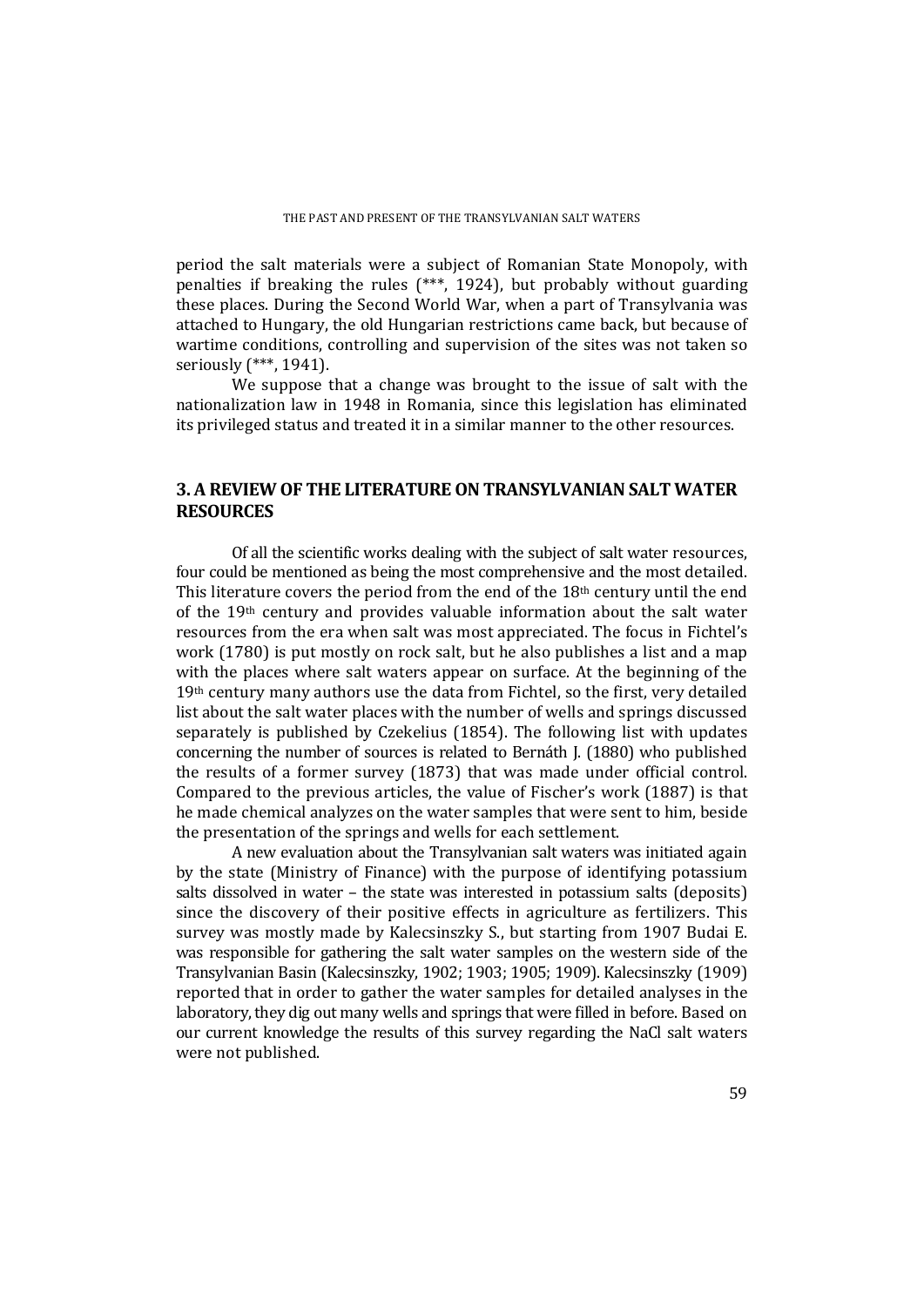period the salt materials were a subject of Romanian State Monopoly, with penalties if breaking the rules (***, 1924), but probably without guarding these places. During the Second World War, when a part of Transylvania was attached to Hungary, the old Hungarian restrictions came back, but because of wartime conditions, controlling and supervision of the sites was not taken so seriously (***, 1941).

We suppose that a change was brought to the issue of salt with the nationalization law in 1948 in Romania, since this legislation has eliminated its privileged status and treated it in a similar manner to the other resources.

## 3. A REVIEW OF THE LITERATURE ON TRANSYLVANIAN SALT WATER RESOURCES

Of all the scientific works dealing with the subject of salt water resources, four could be mentioned as being the most comprehensive and the most detailed. This literature covers the period from the end of the 18th century until the end of the 19th century and provides valuable information about the salt water resources from the era when salt was most appreciated. The focus in Fichtel's work (1780) is put mostly on rock salt, but he also publishes a list and a map with the places where salt waters appear on surface. At the beginning of the 19th century many authors use the data from Fichtel, so the first, very detailed list about the salt water places with the number of wells and springs discussed separately is published by Czekelius (1854). The following list with updates concerning the number of sources is related to Bernáth J. (1880) who published the results of a former survey (1873) that was made under official control. Compared to the previous articles, the value of Fischer's work (1887) is that he made chemical analyzes on the water samples that were sent to him, beside the presentation of the springs and wells for each settlement.

A new evaluation about the Transylvanian salt waters was initiated again by the state (Ministry of Finance) with the purpose of identifying potassium salts dissolved in water – the state was interested in potassium salts (deposits) since the discovery of their positive effects in agriculture as fertilizers. This survey was mostly made by Kalecsinszky S., but starting from 1907 Budai E. was responsible for gathering the salt water samples on the western side of the Transylvanian Basin (Kalecsinszky, 1902; 1903; 1905; 1909). Kalecsinszky (1909) reported that in order to gather the water samples for detailed analyses in the laboratory, they dig out many wells and springs that were filled in before. Based on our current knowledge the results of this survey regarding the NaCl salt waters were not published.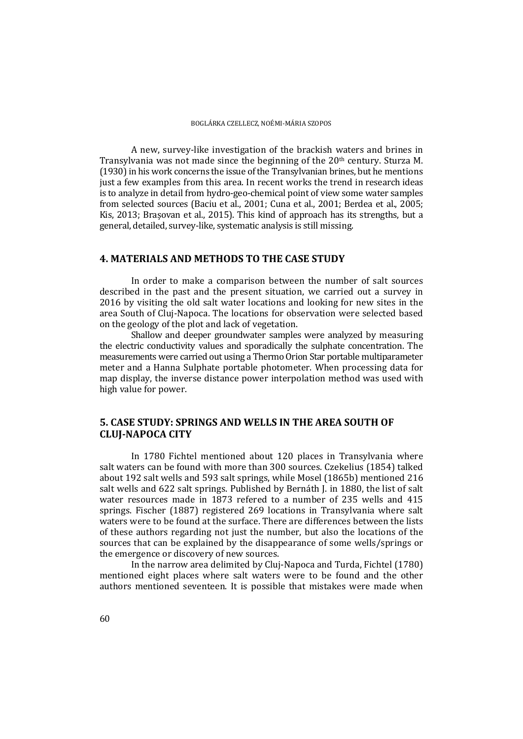A new, survey-like investigation of the brackish waters and brines in Transylvania was not made since the beginning of the 20th century. Sturza M. (1930) in his work concerns the issue of the Transylvanian brines, but he mentions just a few examples from this area. In recent works the trend in research ideas is to analyze in detail from hydro-geo-chemical point of view some water samples from selected sources (Baciu et al., 2001; Cuna et al., 2001; Berdea et al., 2005; Kis, 2013; Brașovan et al., 2015). This kind of approach has its strengths, but a general, detailed, survey-like, systematic analysis is still missing.

## 4. MATERIALS AND METHODS TO THE CASE STUDY

In order to make a comparison between the number of salt sources described in the past and the present situation, we carried out a survey in 2016 by visiting the old salt water locations and looking for new sites in the area South of Cluj-Napoca. The locations for observation were selected based on the geology of the plot and lack of vegetation.

Shallow and deeper groundwater samples were analyzed by measuring the electric conductivity values and sporadically the sulphate concentration. The measurements were carried out using a Thermo Orion Star portable multiparameter meter and a Hanna Sulphate portable photometer. When processing data for map display, the inverse distance power interpolation method was used with high value for power.

## 5. CASE STUDY: SPRINGS AND WELLS IN THE AREA SOUTH OF CLUJ-NAPOCA CITY

In 1780 Fichtel mentioned about 120 places in Transylvania where salt waters can be found with more than 300 sources. Czekelius (1854) talked about 192 salt wells and 593 salt springs, while Mosel (1865b) mentioned 216 salt wells and 622 salt springs. Published by Bernáth J. in 1880, the list of salt water resources made in 1873 refered to a number of 235 wells and 415 springs. Fischer (1887) registered 269 locations in Transylvania where salt waters were to be found at the surface. There are differences between the lists of these authors regarding not just the number, but also the locations of the sources that can be explained by the disappearance of some wells/springs or the emergence or discovery of new sources.

In the narrow area delimited by Cluj-Napoca and Turda, Fichtel (1780) mentioned eight places where salt waters were to be found and the other authors mentioned seventeen. It is possible that mistakes were made when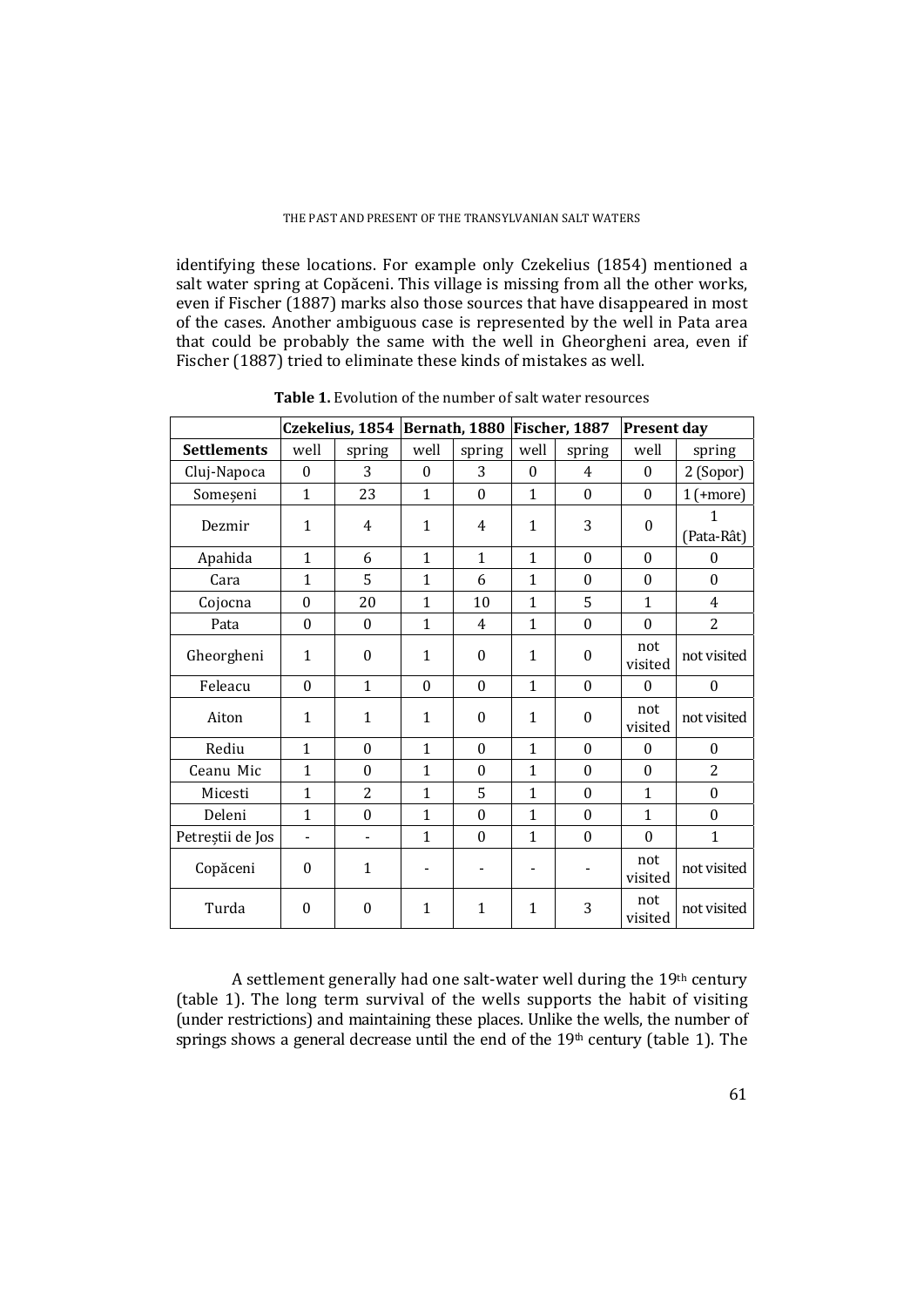identifying these locations. For example only Czekelius (1854) mentioned a salt water spring at Copăceni. This village is missing from all the other works, even if Fischer (1887) marks also those sources that have disappeared in most of the cases. Another ambiguous case is represented by the well in Pata area that could be probably the same with the well in Gheorgheni area, even if Fischer (1887) tried to eliminate these kinds of mistakes as well.

**Table 1.** Evolution of the number of salt water resources

| | Czekelius, 1854 | | Bernath, 1880 | | Fischer, 1887 | | Present day | |
|---|---|---|---|---|---|---|---|---|
| **Settlements** | well | spring | well | spring | well | spring | well | spring |
| Cluj-Napoca | 0 | 3 | 0 | 3 | 0 | 4 | 0 | 2 (Sopor) |
| Someșeni | 1 | 23 | 1 | 0 | 1 | 0 | 0 | 1 (+more) |
| Dezmir | 1 | 4 | 1 | 4 | 1 | 3 | 0 | 1 (Pata-Rât) |
| Apahida | 1 | 6 | 1 | 1 | 1 | 0 | 0 | 0 |
| Cara | 1 | 5 | 1 | 6 | 1 | 0 | 0 | 0 |
| Cojocna | 0 | 20 | 1 | 10 | 1 | 5 | 1 | 4 |
| Pata | 0 | 0 | 1 | 4 | 1 | 0 | 0 | 2 |
| Gheorgheni | 1 | 0 | 1 | 0 | 1 | 0 | not visited | not visited |
| Feleacu | 0 | 1 | 0 | 0 | 1 | 0 | 0 | 0 |
| Aiton | 1 | 1 | 1 | 0 | 1 | 0 | not visited | not visited |
| Rediu | 1 | 0 | 1 | 0 | 1 | 0 | 0 | 0 |
| Ceanu Mic | 1 | 0 | 1 | 0 | 1 | 0 | 0 | 2 |
| Micesti | 1 | 2 | 1 | 5 | 1 | 0 | 1 | 0 |
| Deleni | 1 | 0 | 1 | 0 | 1 | 0 | 1 | 0 |
| Petreștii de Jos | - | - | 1 | 0 | 1 | 0 | 0 | 1 |
| Copăceni | 0 | 1 | - | - | - | - | not visited | not visited |
| Turda | 0 | 0 | 1 | 1 | 1 | 3 | not visited | not visited |

A settlement generally had one salt-water well during the 19th century (table 1). The long term survival of the wells supports the habit of visiting (under restrictions) and maintaining these places. Unlike the wells, the number of springs shows a general decrease until the end of the 19th century (table 1). The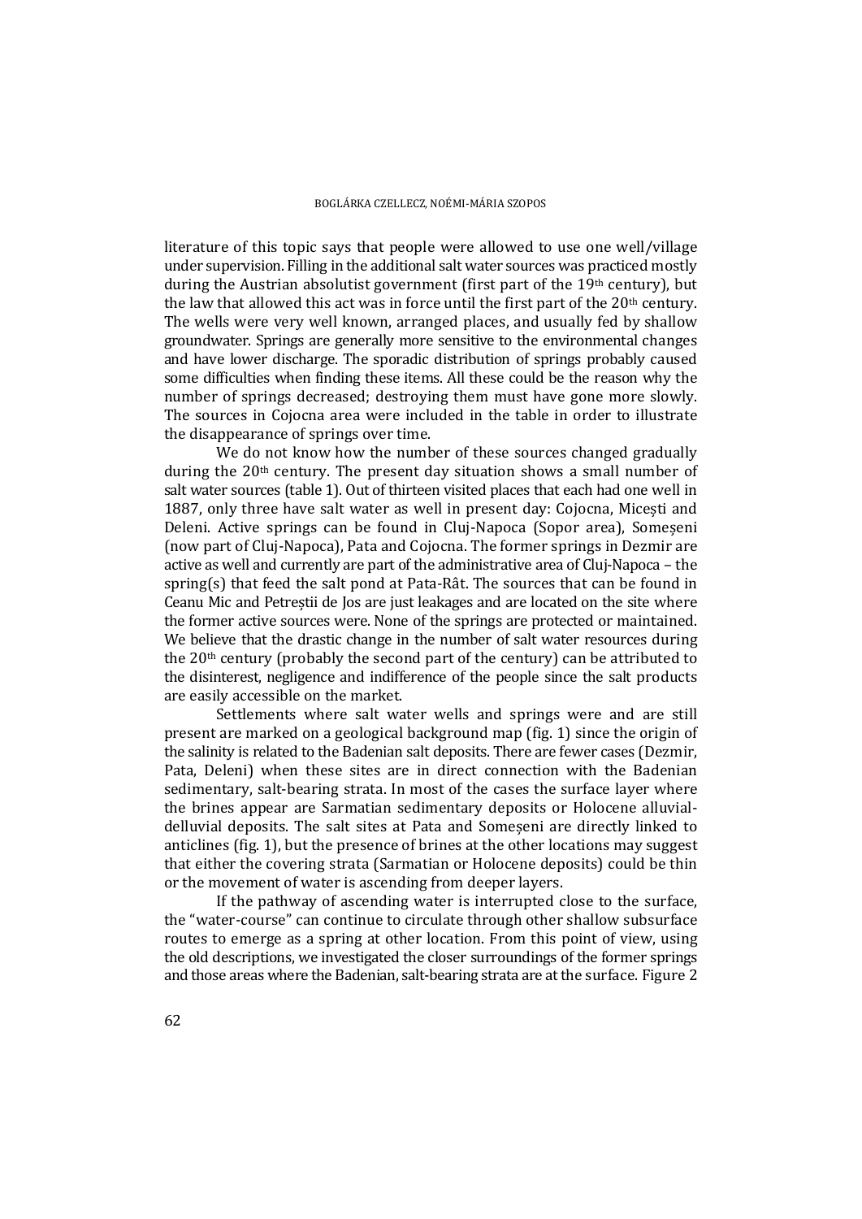literature of this topic says that people were allowed to use one well/village under supervision. Filling in the additional salt water sources was practiced mostly during the Austrian absolutist government (first part of the 19th century), but the law that allowed this act was in force until the first part of the 20th century. The wells were very well known, arranged places, and usually fed by shallow groundwater. Springs are generally more sensitive to the environmental changes and have lower discharge. The sporadic distribution of springs probably caused some difficulties when finding these items. All these could be the reason why the number of springs decreased; destroying them must have gone more slowly. The sources in Cojocna area were included in the table in order to illustrate the disappearance of springs over time.

We do not know how the number of these sources changed gradually during the 20th century. The present day situation shows a small number of salt water sources (table 1). Out of thirteen visited places that each had one well in 1887, only three have salt water as well in present day: Cojocna, Micești and Deleni. Active springs can be found in Cluj-Napoca (Sopor area), Someșeni (now part of Cluj-Napoca), Pata and Cojocna. The former springs in Dezmir are active as well and currently are part of the administrative area of Cluj-Napoca – the spring(s) that feed the salt pond at Pata-Rât. The sources that can be found in Ceanu Mic and Petreștii de Jos are just leakages and are located on the site where the former active sources were. None of the springs are protected or maintained. We believe that the drastic change in the number of salt water resources during the 20th century (probably the second part of the century) can be attributed to the disinterest, negligence and indifference of the people since the salt products are easily accessible on the market.

Settlements where salt water wells and springs were and are still present are marked on a geological background map (fig. 1) since the origin of the salinity is related to the Badenian salt deposits. There are fewer cases (Dezmir, Pata, Deleni) when these sites are in direct connection with the Badenian sedimentary, salt-bearing strata. In most of the cases the surface layer where the brines appear are Sarmatian sedimentary deposits or Holocene alluvial-delluvial deposits. The salt sites at Pata and Someșeni are directly linked to anticlines (fig. 1), but the presence of brines at the other locations may suggest that either the covering strata (Sarmatian or Holocene deposits) could be thin or the movement of water is ascending from deeper layers.

If the pathway of ascending water is interrupted close to the surface, the "water-course" can continue to circulate through other shallow subsurface routes to emerge as a spring at other location. From this point of view, using the old descriptions, we investigated the closer surroundings of the former springs and those areas where the Badenian, salt-bearing strata are at the surface. Figure 2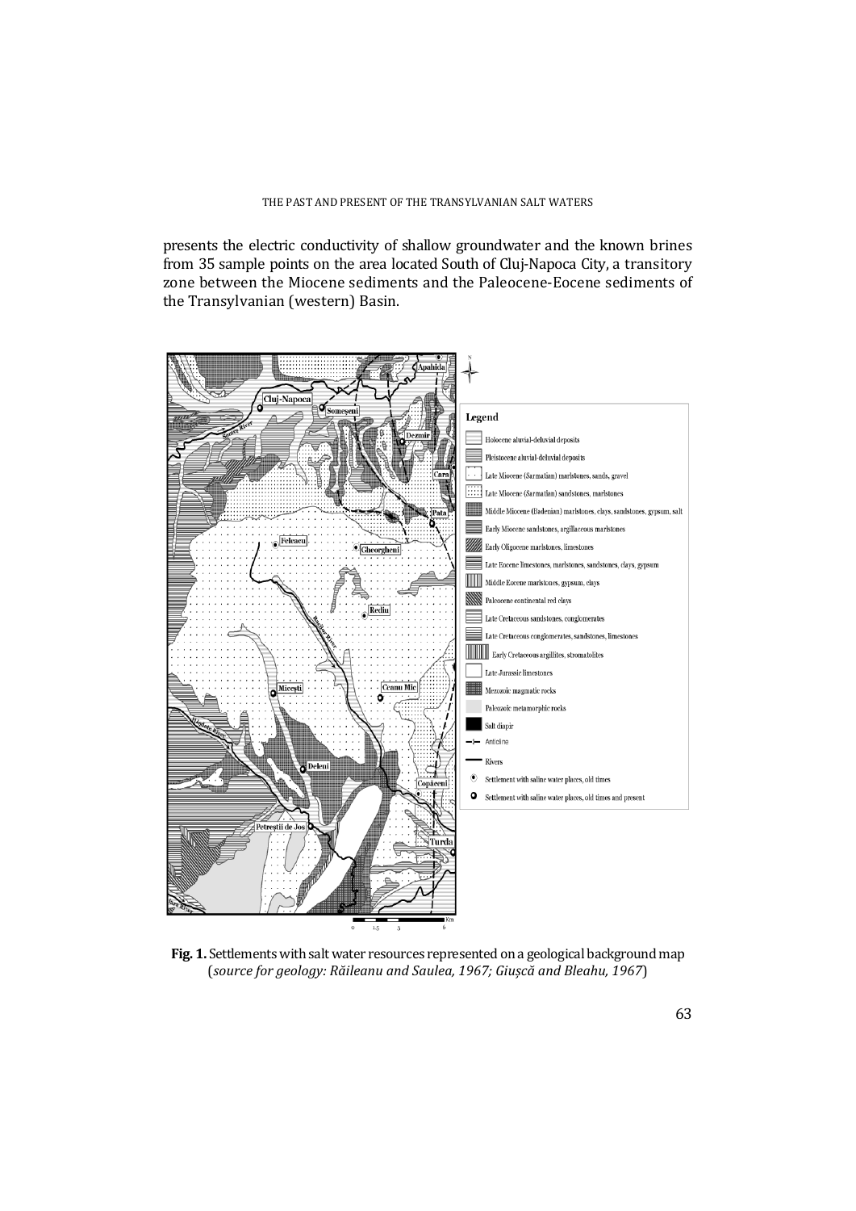presents the electric conductivity of shallow groundwater and the known brines from 35 sample points on the area located South of Cluj-Napoca City, a transitory zone between the Miocene sediments and the Paleocene-Eocene sediments of the Transylvanian (western) Basin.

**Fig. 1.** Settlements with salt water resources represented on a geological background map (*source for geology: Răileanu and Saulea, 1967; Giușcă and Bleahu, 1967*)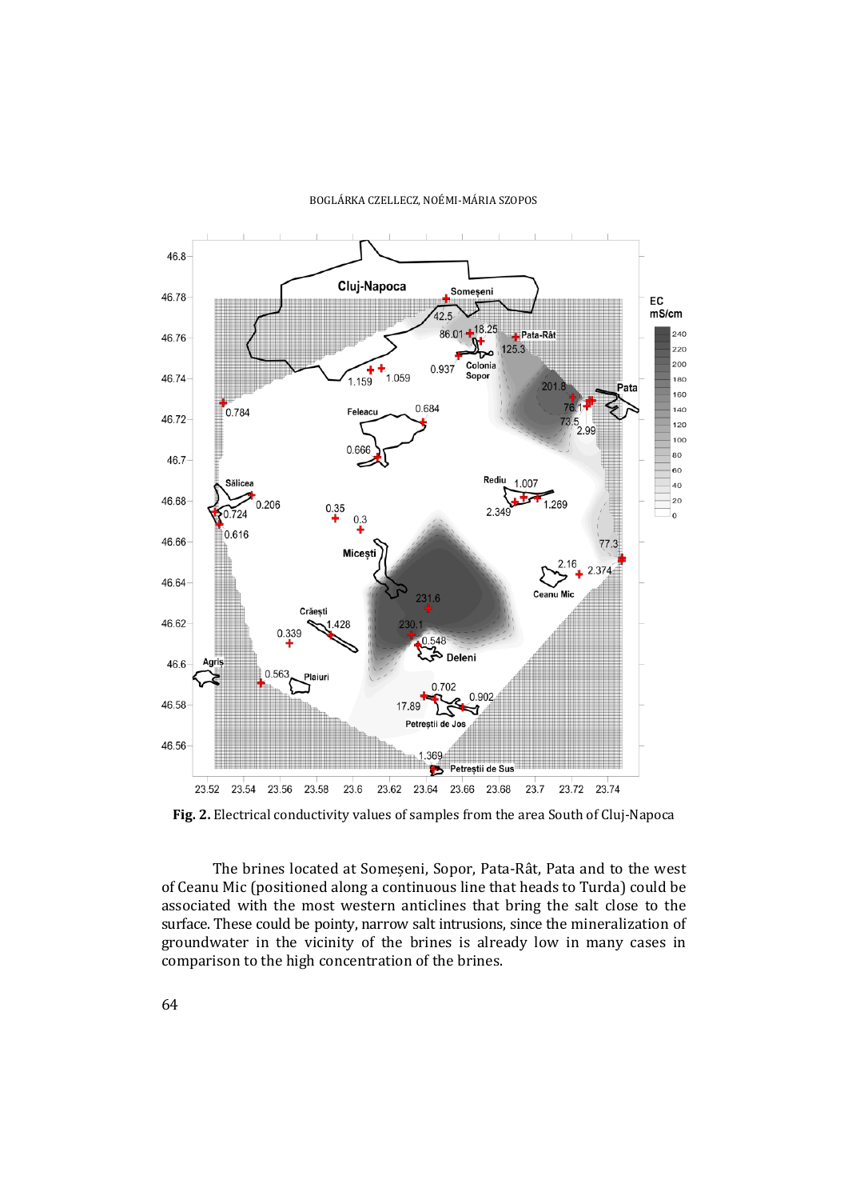**Fig. 2.** Electrical conductivity values of samples from the area South of Cluj-Napoca

The brines located at Someșeni, Sopor, Pata-Rât, Pata and to the west of Ceanu Mic (positioned along a continuous line that heads to Turda) could be associated with the most western anticlines that bring the salt close to the surface. These could be pointy, narrow salt intrusions, since the mineralization of groundwater in the vicinity of the brines is already low in many cases in comparison to the high concentration of the brines.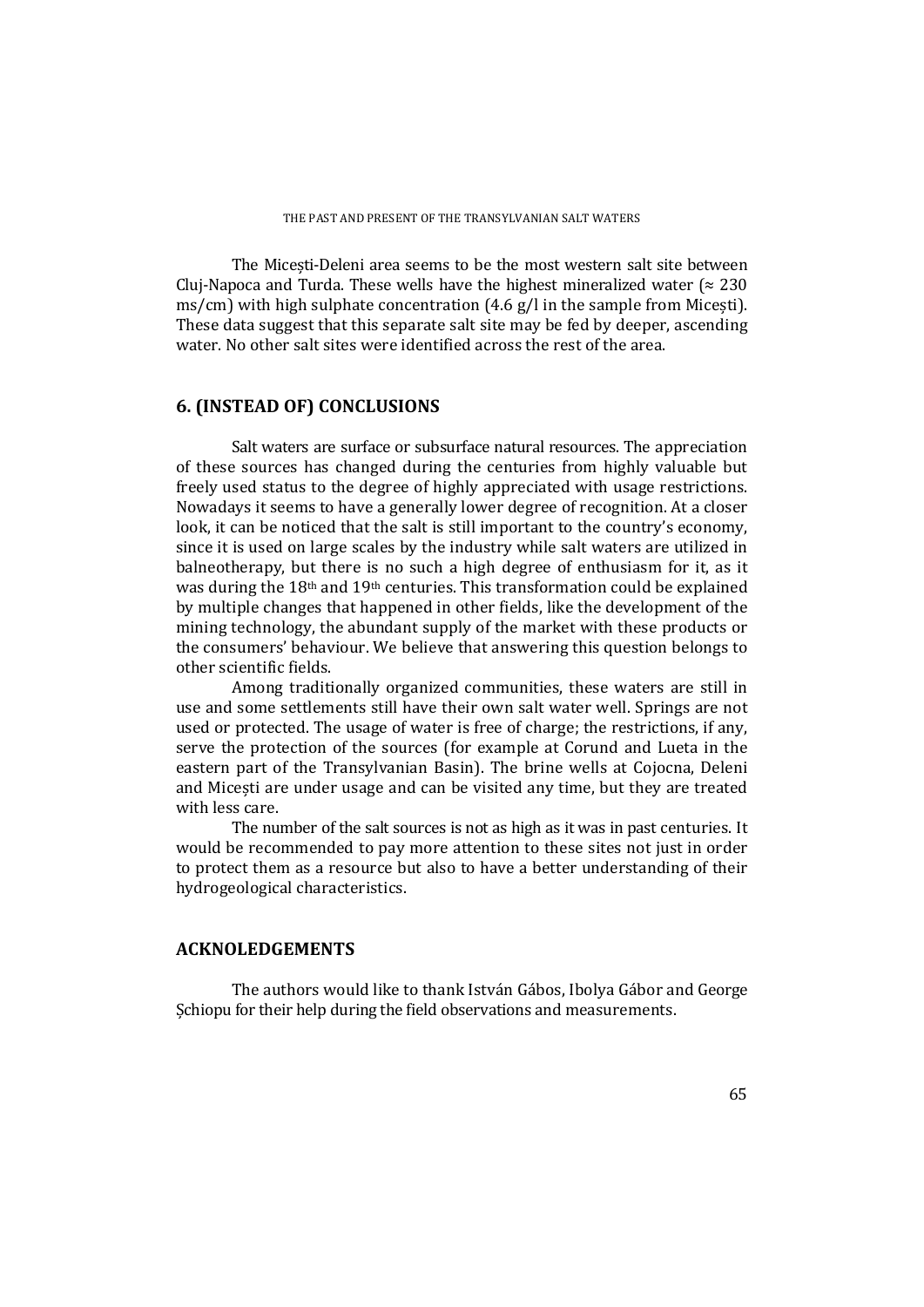The Micești-Deleni area seems to be the most western salt site between Cluj-Napoca and Turda. These wells have the highest mineralized water (≈ 230 ms/cm) with high sulphate concentration (4.6 g/l in the sample from Micești). These data suggest that this separate salt site may be fed by deeper, ascending water. No other salt sites were identified across the rest of the area.

## 6. (INSTEAD OF) CONCLUSIONS

Salt waters are surface or subsurface natural resources. The appreciation of these sources has changed during the centuries from highly valuable but freely used status to the degree of highly appreciated with usage restrictions. Nowadays it seems to have a generally lower degree of recognition. At a closer look, it can be noticed that the salt is still important to the country's economy, since it is used on large scales by the industry while salt waters are utilized in balneotherapy, but there is no such a high degree of enthusiasm for it, as it was during the 18th and 19th centuries. This transformation could be explained by multiple changes that happened in other fields, like the development of the mining technology, the abundant supply of the market with these products or the consumers' behaviour. We believe that answering this question belongs to other scientific fields.

Among traditionally organized communities, these waters are still in use and some settlements still have their own salt water well. Springs are not used or protected. The usage of water is free of charge; the restrictions, if any, serve the protection of the sources (for example at Corund and Lueta in the eastern part of the Transylvanian Basin). The brine wells at Cojocna, Deleni and Micești are under usage and can be visited any time, but they are treated with less care.

The number of the salt sources is not as high as it was in past centuries. It would be recommended to pay more attention to these sites not just in order to protect them as a resource but also to have a better understanding of their hydrogeological characteristics.

## ACKNOLEDGEMENTS

The authors would like to thank István Gábos, Ibolya Gábor and George Șchiopu for their help during the field observations and measurements.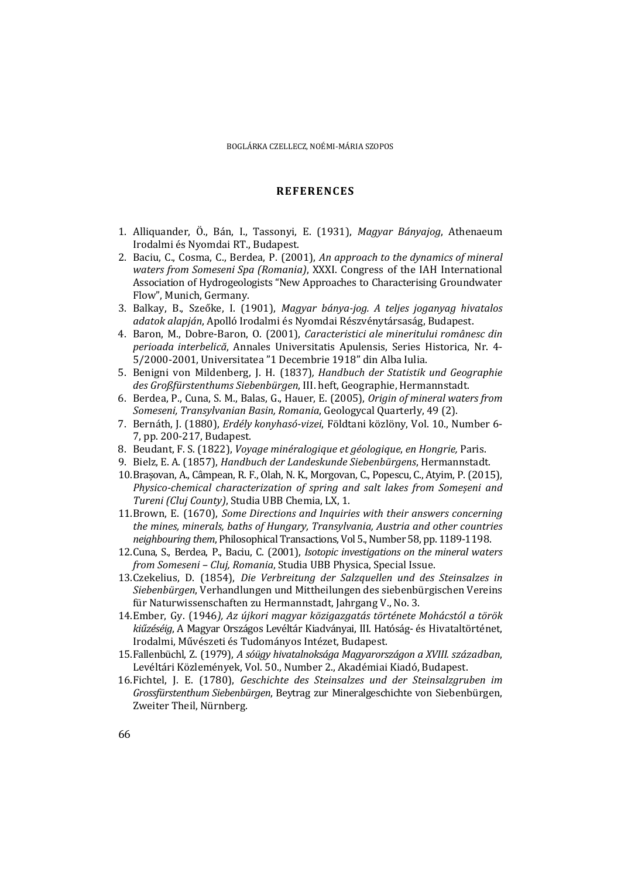## REFERENCES

1. Alliquander, Ö., Bán, I., Tassonyi, E. (1931), *Magyar Bányajog*, Athenaeum Irodalmi és Nyomdai RT., Budapest.
2. Baciu, C., Cosma, C., Berdea, P. (2001), *An approach to the dynamics of mineral waters from Someseni Spa (Romania)*, XXXI. Congress of the IAH International Association of Hydrogeologists "New Approaches to Characterising Groundwater Flow", Munich, Germany.
3. Balkay, B., Szeőke, I. (1901), *Magyar bánya-jog. A teljes joganyag hivatalos adatok alapján*, Apolló Irodalmi és Nyomdai Részvénytársaság, Budapest.
4. Baron, M., Dobre-Baron, O. (2001), *Caracteristici ale mineritului românesc din perioada interbelică*, Annales Universitatis Apulensis, Series Historica, Nr. 4-5/2000-2001, Universitatea "1 Decembrie 1918" din Alba Iulia.
5. Benigni von Mildenberg, J. H. (1837), *Handbuch der Statistik und Geographie des Großfürstenthums Siebenbürgen*, III. heft, Geographie, Hermannstadt.
6. Berdea, P., Cuna, S. M., Balas, G., Hauer, E. (2005), *Origin of mineral waters from Someseni, Transylvanian Basin, Romania*, Geologycal Quarterly, 49 (2).
7. Bernáth, J. (1880), *Erdély konyhasó-vizei*, Földtani közlöny, Vol. 10., Number 6-7, pp. 200-217, Budapest.
8. Beudant, F. S. (1822), *Voyage minéralogique et géologique*, *en Hongrie,* Paris.
9. Bielz, E. A. (1857), *Handbuch der Landeskunde Siebenbürgens*, Hermannstadt.
10. Brașovan, A., Câmpean, R. F., Olah, N. K., Morgovan, C., Popescu, C., Atyim, P. (2015), *Physico-chemical characterization of spring and salt lakes from Someșeni and Tureni (Cluj County)*, Studia UBB Chemia, LX, 1.
11. Brown, E. (1670), *Some Directions and Inquiries with their answers concerning the mines, minerals, baths of Hungary, Transylvania, Austria and other countries neighbouring them*, Philosophical Transactions, Vol 5., Number 58, pp. 1189-1198.
12. Cuna, S., Berdea, P., Baciu, C. (2001), *Isotopic investigations on the mineral waters from Someseni – Cluj, Romania*, Studia UBB Physica, Special Issue.
13. Czekelius, D. (1854), *Die Verbreitung der Salzquellen und des Steinsalzes in Siebenbürgen*, Verhandlungen und Mittheilungen des siebenbürgischen Vereins für Naturwissenschaften zu Hermannstadt, Jahrgang V., No. 3.
14. Ember, Gy. (1946*), Az újkori magyar közigazgatás története Mohácstól a török kiűzéséig*, A Magyar Országos Levéltár Kiadványai, III. Hatóság- és Hivataltörténet, Irodalmi, Művészeti és Tudományos Intézet, Budapest.
15. Fallenbüchl, Z. (1979), *A sóügy hivatalnoksága Magyarországon a XVIII. században*, Levéltári Közlemények, Vol. 50., Number 2., Akadémiai Kiadó, Budapest.
16. Fichtel, J. E. (1780), *Geschichte des Steinsalzes und der Steinsalzgruben im Grossfürstenthum Siebenbürgen*, Beytrag zur Mineralgeschichte von Siebenbürgen, Zweiter Theil, Nürnberg.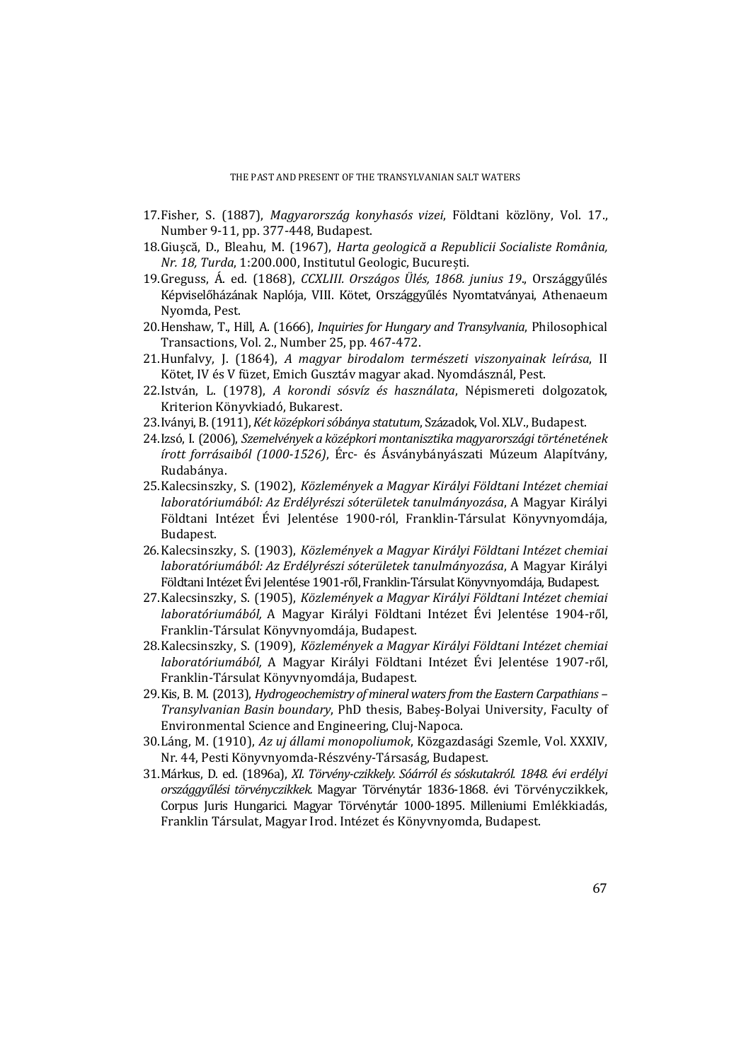17. Fisher, S. (1887), *Magyarország konyhasós vizei*, Földtani közlöny, Vol. 17., Number 9-11, pp. 377-448, Budapest.
18. Giușcă, D., Bleahu, M. (1967), *Harta geologică a Republicii Socialiste România, Nr. 18, Turda*, 1:200.000, Institutul Geologic, București.
19. Greguss, Á. ed. (1868), *CCXLIII. Országos Ülés, 1868. junius 19.*, Országgyűlés Képviselőházának Naplója, VIII. Kötet, Országgyűlés Nyomtatványai, Athenaeum Nyomda, Pest.
20. Henshaw, T., Hill, A. (1666), *Inquiries for Hungary and Transylvania*, Philosophical Transactions, Vol. 2., Number 25, pp. 467-472.
21. Hunfalvy, J. (1864), *A magyar birodalom természeti viszonyainak leírása*, II Kötet, IV és V füzet, Emich Gusztáv magyar akad. Nyomdásznál, Pest.
22. István, L. (1978), *A korondi sósvíz és használata*, Népismereti dolgozatok, Kriterion Könyvkiadó, Bukarest.
23. Iványi, B. (1911), *Két középkori sóbánya statutum*, Századok, Vol. XLV., Budapest.
24. Izsó, I. (2006), *Szemelvények a középkori montanisztika magyarországi történetének írott forrásaiból (1000-1526)*, Érc- és Ásványbányászati Múzeum Alapítvány, Rudabánya.
25. Kalecsinszky, S. (1902), *Közlemények a Magyar Királyi Földtani Intézet chemiai laboratóriumából: Az Erdélyrészi sóterületek tanulmányozása*, A Magyar Királyi Földtani Intézet Évi Jelentése 1900-ról, Franklin-Társulat Könyvnyomdája, Budapest.
26. Kalecsinszky, S. (1903), *Közlemények a Magyar Királyi Földtani Intézet chemiai laboratóriumából: Az Erdélyrészi sóterületek tanulmányozása*, A Magyar Királyi Földtani Intézet Évi Jelentése 1901-ről, Franklin-Társulat Könyvnyomdája, Budapest.
27. Kalecsinszky, S. (1905), *Közlemények a Magyar Királyi Földtani Intézet chemiai laboratóriumából,* A Magyar Királyi Földtani Intézet Évi Jelentése 1904-ről, Franklin-Társulat Könyvnyomdája, Budapest.
28. Kalecsinszky, S. (1909), *Közlemények a Magyar Királyi Földtani Intézet chemiai laboratóriumából,* A Magyar Királyi Földtani Intézet Évi Jelentése 1907-ről, Franklin-Társulat Könyvnyomdája, Budapest.
29. Kis, B. M. (2013), *Hydrogeochemistry of mineral waters from the Eastern Carpathians – Transylvanian Basin boundary*, PhD thesis, Babeș-Bolyai University, Faculty of Environmental Science and Engineering, Cluj-Napoca.
30. Láng, M. (1910), *Az uj állami monopoliumok*, Közgazdasági Szemle, Vol. XXXIV, Nr. 44, Pesti Könyvnyomda-Részvény-Társaság, Budapest.
31. Márkus, D. ed. (1896a), *XI. Törvény-czikkely. Sóárról és sóskutakról. 1848. évi erdélyi országgyűlési törvényczikkek.* Magyar Törvénytár 1836-1868. évi Törvényczikkek, Corpus Juris Hungarici. Magyar Törvénytár 1000-1895. Milleniumi Emlékkiadás, Franklin Társulat, Magyar Irod. Intézet és Könyvnyomda, Budapest.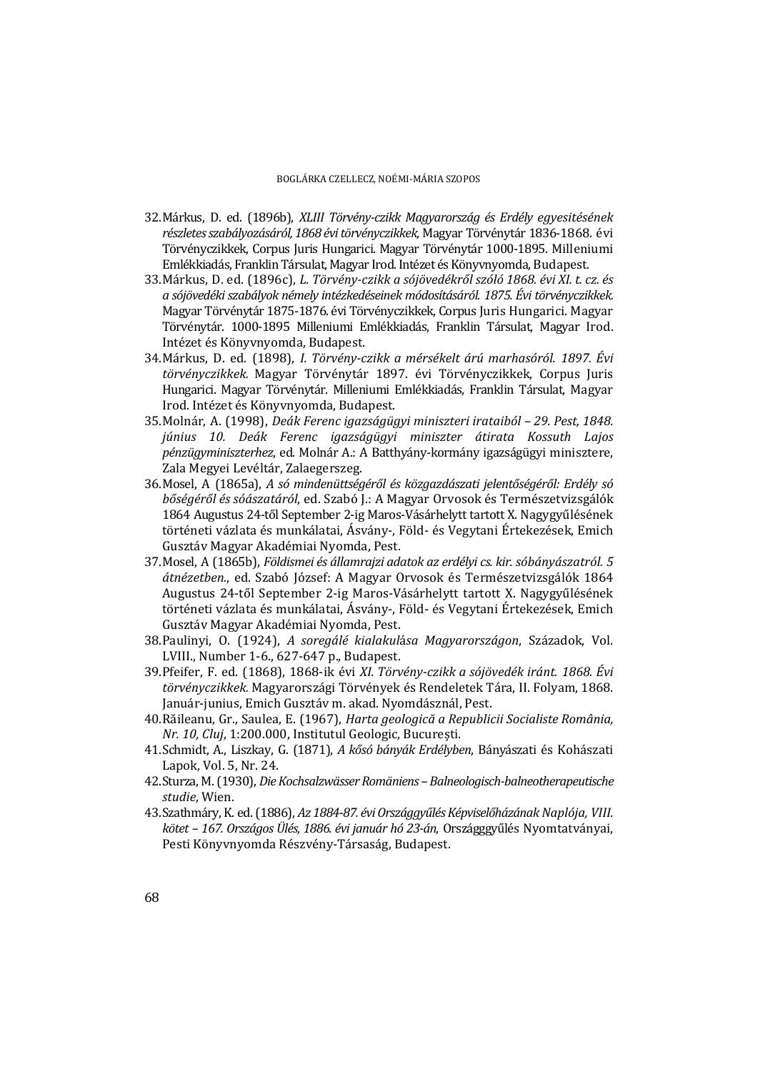32. Márkus, D. ed. (1896b), *XLIII Törvény-czikk Magyarország és Erdély egyesitésének részletes szabályozásáról, 1868 évi törvényczikkek*, Magyar Törvénytár 1836-1868. évi Törvényczikkek, Corpus Juris Hungarici. Magyar Törvénytár 1000-1895. Milleniumi Emlékkiadás, Franklin Társulat, Magyar Irod. Intézet és Könyvnyomda, Budapest.
33. Márkus, D. ed. (1896c), *L. Törvény-czikk a sójövedékről szóló 1868. évi XI. t. cz. és a sójövedéki szabályok némely intézkedéseinek módosításáról. 1875. Évi törvényczikkek.* Magyar Törvénytár 1875-1876. évi Törvényczikkek, Corpus Juris Hungarici. Magyar Törvénytár. 1000-1895 Milleniumi Emlékkiadás, Franklin Társulat, Magyar Irod. Intézet és Könyvnyomda, Budapest.
34. Márkus, D. ed. (1898), *I. Törvény-czikk a mérsékelt árú marhasóról. 1897. Évi törvényczikkek.* Magyar Törvénytár 1897. évi Törvényczikkek, Corpus Juris Hungarici. Magyar Törvénytár. Milleniumi Emlékkiadás, Franklin Társulat, Magyar Irod. Intézet és Könyvnyomda, Budapest.
35. Molnár, A. (1998), *Deák Ferenc igazságügyi miniszteri irataiból – 29. Pest, 1848. június 10. Deák Ferenc igazságügyi miniszter átirata Kossuth Lajos pénzügyminiszterhez*, ed. Molnár A.: A Batthyány-kormány igazságügyi minisztere, Zala Megyei Levéltár, Zalaegerszeg.
36. Mosel, A (1865a), *A só mindenüttségéről és közgazdászati jelentőségéről: Erdély só bőségéről és sóászatáról*, ed. Szabó J.: A Magyar Orvosok és Természetvizsgálók 1864 Augustus 24-től September 2-ig Maros-Vásárhelytt tartott X. Nagygyűlésének történeti vázlata és munkálatai, Ásvány-, Föld- és Vegytani Értekezések, Emich Gusztáv Magyar Akadémiai Nyomda, Pest.
37. Mosel, A (1865b), *Földismei és államrajzi adatok az erdélyi cs. kir. sóbányászatról. 5 átnézetben.*, ed. Szabó József: A Magyar Orvosok és Természetvizsgálók 1864 Augustus 24-től September 2-ig Maros-Vásárhelytt tartott X. Nagygyűlésének történeti vázlata és munkálatai, Ásvány-, Föld- és Vegytani Értekezések, Emich Gusztáv Magyar Akadémiai Nyomda, Pest.
38. Paulinyi, O. (1924), *A soregálé kialakulása Magyarországon*, Századok, Vol. LVIII., Number 1-6., 627-647 p., Budapest.
39. Pfeifer, F. ed. (1868), 1868-ik évi *XI. Törvény-czikk a sójövedék iránt. 1868. Évi törvényczikkek.* Magyarországi Törvények és Rendeletek Tára, II. Folyam, 1868. Január-junius, Emich Gusztáv m. akad. Nyomdásznál, Pest.
40. Răileanu, Gr., Saulea, E. (1967), *Harta geologică a Republicii Socialiste România, Nr. 10, Cluj*, 1:200.000, Institutul Geologic, București.
41. Schmidt, A., Liszkay, G. (1871), *A kősó bányák Erdélyben*, Bányászati és Kohászati Lapok, Vol. 5, Nr. 24.
42. Sturza, M. (1930), *Die Kochsalzwässer Rumäniens – Balneologisch-balneotherapeutische studie*, Wien.
43. Szathmáry, K. ed. (1886), *Az 1884-87. évi Országgyűlés Képviselőházának Naplója, VIII. kötet – 167. Országos Ülés, 1886. évi január hó 23-án*, Országggyűlés Nyomtatványai, Pesti Könyvnyomda Részvény-Társaság, Budapest.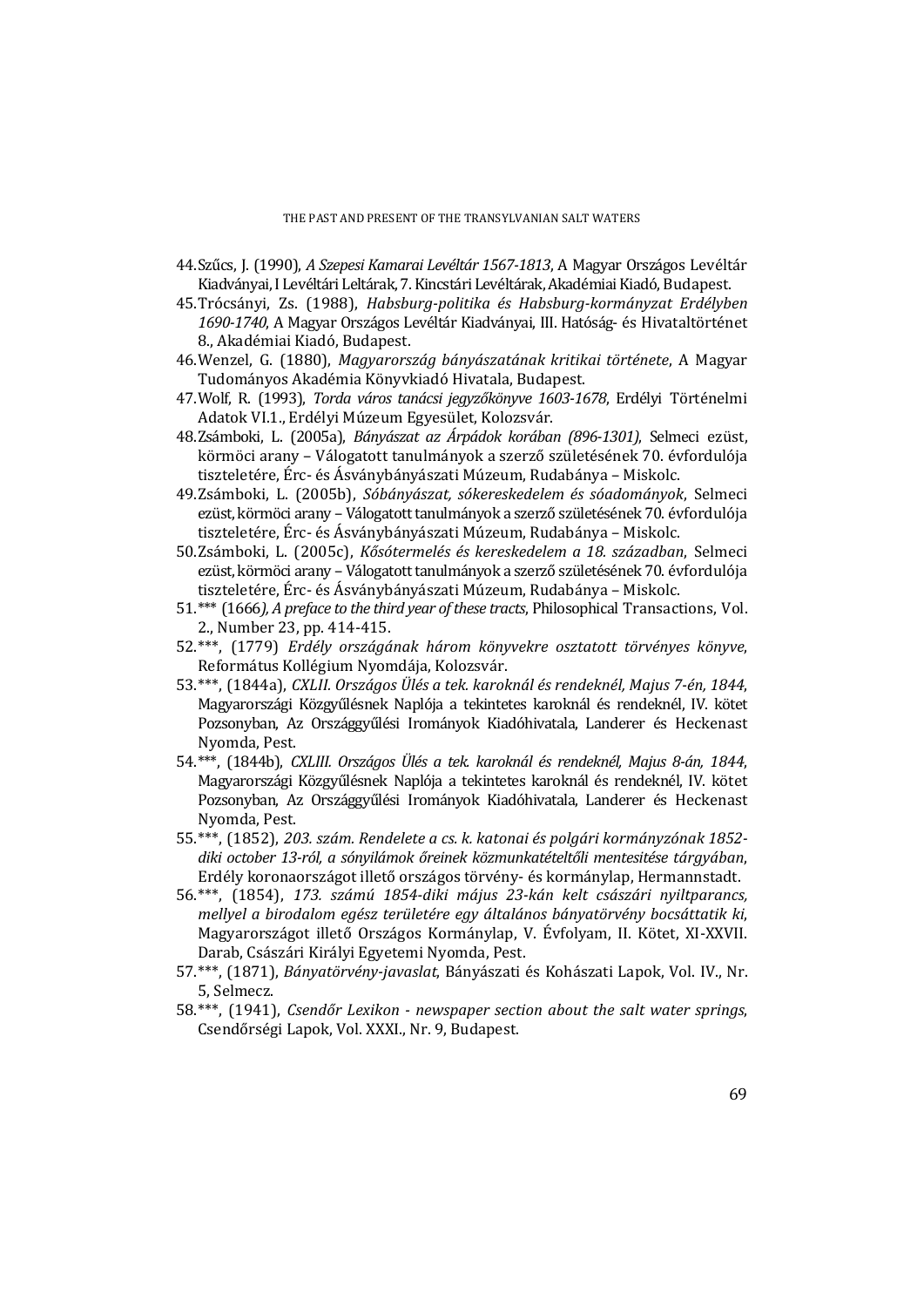44. Szűcs, J. (1990), *A Szepesi Kamarai Levéltár 1567-1813*, A Magyar Országos Levéltár Kiadványai, I Levéltári Leltárak, 7. Kincstári Levéltárak, Akadémiai Kiadó, Budapest.
45. Trócsányi, Zs. (1988), *Habsburg-politika és Habsburg-kormányzat Erdélyben 1690-1740*, A Magyar Országos Levéltár Kiadványai, III. Hatóság- és Hivataltörténet 8., Akadémiai Kiadó, Budapest.
46. Wenzel, G. (1880), *Magyarország bányászatának kritikai története*, A Magyar Tudományos Akadémia Könyvkiadó Hivatala, Budapest.
47. Wolf, R. (1993), *Torda város tanácsi jegyzőkönyve 1603-1678*, Erdélyi Történelmi Adatok VI.1., Erdélyi Múzeum Egyesület, Kolozsvár.
48. Zsámboki, L. (2005a), *Bányászat az Árpádok korában (896-1301)*, Selmeci ezüst, körmöci arany – Válogatott tanulmányok a szerző születésének 70. évfordulója tiszteletére, Érc- és Ásványbányászati Múzeum, Rudabánya – Miskolc.
49. Zsámboki, L. (2005b), *Sóbányászat, sókereskedelem és sóadományok*, Selmeci ezüst, körmöci arany – Válogatott tanulmányok a szerző születésének 70. évfordulója tiszteletére, Érc- és Ásványbányászati Múzeum, Rudabánya – Miskolc.
50. Zsámboki, L. (2005c), *Kősótermelés és kereskedelem a 18. században*, Selmeci ezüst, körmöci arany – Válogatott tanulmányok a szerző születésének 70. évfordulója tiszteletére, Érc- és Ásványbányászati Múzeum, Rudabánya – Miskolc.
51. *** (1666*), A preface to the third year of these tracts*, Philosophical Transactions, Vol. 2., Number 23, pp. 414-415.
52. ***, (1779) *Erdély országának három könyvekre osztatott törvényes könyve*, Református Kollégium Nyomdája, Kolozsvár.
53. ***, (1844a), *CXLII. Országos Ülés a tek. karoknál és rendeknél, Majus 7-én, 1844*, Magyarországi Közgyűlésnek Naplója a tekintetes karoknál és rendeknél, IV. kötet Pozsonyban, Az Országgyűlési Irományok Kiadóhivatala, Landerer és Heckenast Nyomda, Pest.
54. ***, (1844b), *CXLIII. Országos Ülés a tek. karoknál és rendeknél, Majus 8-án, 1844*, Magyarországi Közgyűlésnek Naplója a tekintetes karoknál és rendeknél, IV. kötet Pozsonyban, Az Országgyűlési Irományok Kiadóhivatala, Landerer és Heckenast Nyomda, Pest.
55. ***, (1852), *203. szám. Rendelete a cs. k. katonai és polgári kormányzónak 1852-diki october 13-ról, a sónyilámok őreinek közmunkatételtőli mentesitése tárgyában*, Erdély koronaországot illető országos törvény- és kormánylap, Hermannstadt.
56. ***, (1854), *173. számú 1854-diki május 23-kán kelt császári nyiltparancs, mellyel a birodalom egész területére egy általános bányatörvény bocsáttatik ki*, Magyarországot illető Országos Kormánylap, V. Évfolyam, II. Kötet, XI-XXVII. Darab, Császári Királyi Egyetemi Nyomda, Pest.
57. ***, (1871), *Bányatörvény-javaslat*, Bányászati és Kohászati Lapok, Vol. IV., Nr. 5, Selmecz.
58. ***, (1941), *Csendőr Lexikon - newspaper section about the salt water springs*, Csendőrségi Lapok, Vol. XXXI., Nr. 9, Budapest.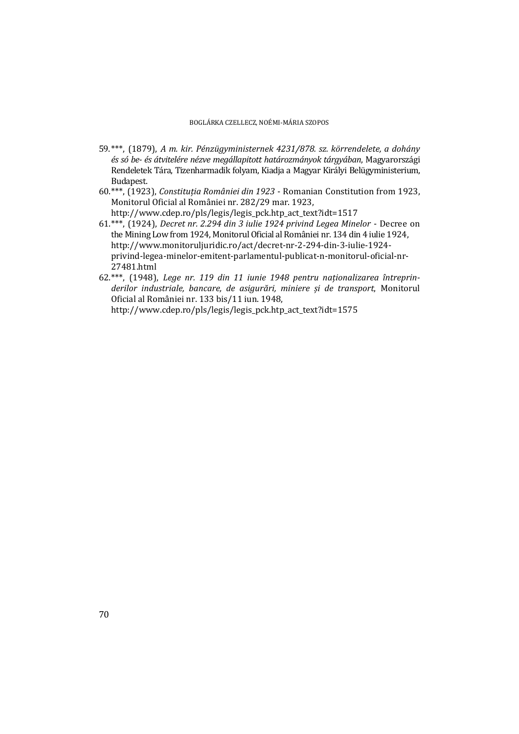59. ***, (1879), *A m. kir. Pénzügyministernek 4231/878. sz. körrendelete, a dohány és só be- és átvitelére nézve megállapitott határozmányok tárgyában*, Magyarországi Rendeletek Tára, Tizenharmadik folyam, Kiadja a Magyar Királyi Belügyministerium, Budapest.
60. ***, (1923), *Constituția României din 1923* - Romanian Constitution from 1923, Monitorul Oficial al României nr. 282/29 mar. 1923, http://www.cdep.ro/pls/legis/legis_pck.htp_act_text?idt=1517
61. ***, (1924), *Decret nr. 2.294 din 3 iulie 1924 privind Legea Minelor* - Decree on the Mining Low from 1924, Monitorul Oficial al României nr. 134 din 4 iulie 1924, http://www.monitoruljuridic.ro/act/decret-nr-2-294-din-3-iulie-1924-privind-legea-minelor-emitent-parlamentul-publicat-n-monitorul-oficial-nr-27481.html
62. ***, (1948), *Lege nr. 119 din 11 iunie 1948 pentru naționalizarea întreprinderilor industriale, bancare, de asigurări, miniere și de transport*, Monitorul Oficial al României nr. 133 bis/11 iun. 1948, http://www.cdep.ro/pls/legis/legis_pck.htp_act_text?idt=1575